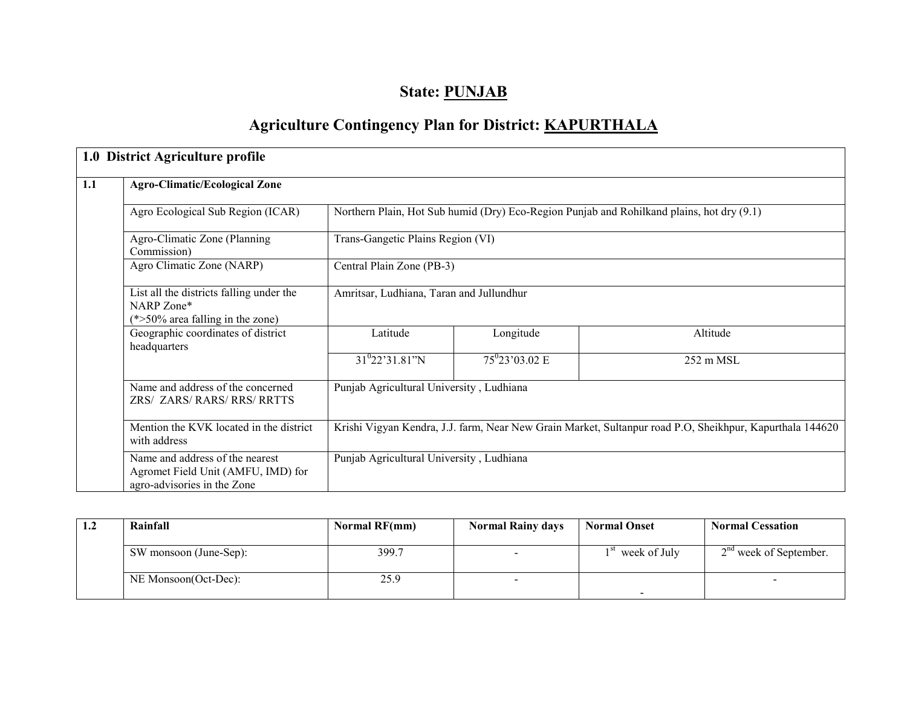# State: PUNJAB

## Agriculture Contingency Plan for District: KAPURTHALA

| 1.0 District Agriculture profile | | | | |
|---|---|---|---|---|
| **1.1** | **Agro-Climatic/Ecological Zone** | | | |
| | Agro Ecological Sub Region (ICAR) | Northern Plain, Hot Sub humid (Dry) Eco-Region Punjab and Rohilkand plains, hot dry (9.1) | | |
| | Agro-Climatic Zone (Planning Commission) | Trans-Gangetic Plains Region (VI) | | |
| | Agro Climatic Zone (NARP) | Central Plain Zone (PB-3) | | |
| | List all the districts falling under the NARP Zone* (*>50% area falling in the zone) | Amritsar, Ludhiana, Taran and Jullundhur | | |
| | Geographic coordinates of district headquarters | Latitude | Longitude | Altitude |
| | | 31$^0$22'31.81"N | 75$^0$23'03.02 E | 252 m MSL |
| | Name and address of the concerned ZRS/ ZARS/ RARS/ RRS/ RRTTS | Punjab Agricultural University , Ludhiana | | |
| | Mention the KVK located in the district with address | Krishi Vigyan Kendra, J.J. farm, Near New Grain Market, Sultanpur road P.O, Sheikhpur, Kapurthala 144620 | | |
| | Name and address of the nearest Agromet Field Unit (AMFU, IMD) for agro-advisories in the Zone | Punjab Agricultural University , Ludhiana | | |

| 1.2 | Rainfall | Normal RF(mm) | Normal Rainy days | Normal Onset | Normal Cessation |
|---|---|---|---|---|---|
| | SW monsoon (June-Sep): | 399.7 | - | 1st week of July | 2nd week of September. |
| | NE Monsoon(Oct-Dec): | 25.9 | - | - | - |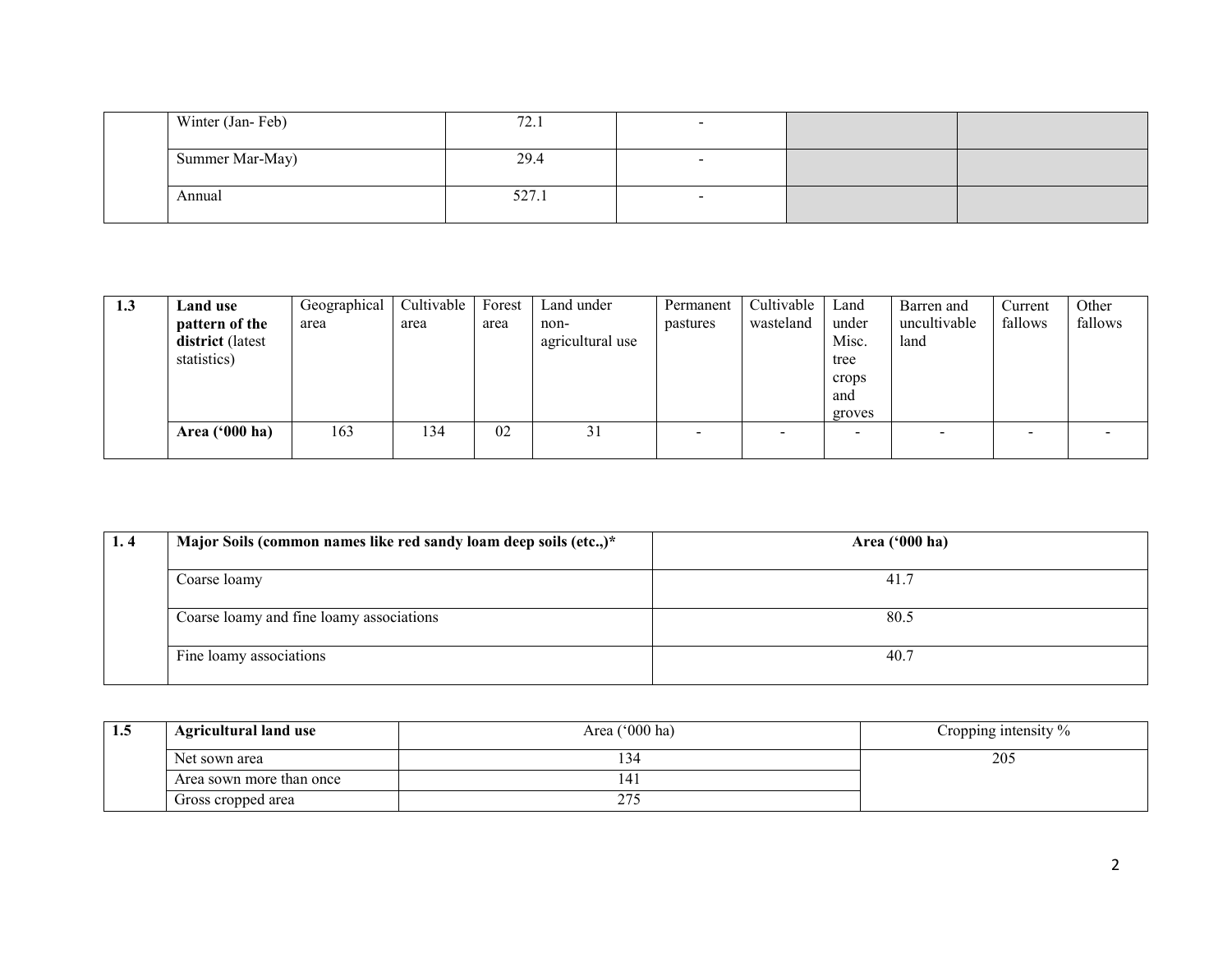|  | Winter (Jan- Feb) | 72.1 | - |  |  |
|---|---|---|---|---|---|
|  | Summer Mar-May) | 29.4 | - |  |  |
|  | Annual | 527.1 | - |  |  |

| 1.3 | **Land use pattern of the district** (latest statistics) | Geographical area | Cultivable area | Forest area | Land under non-agricultural use | Permanent pastures | Cultivable wasteland | Land under Misc. tree crops and groves | Barren and uncultivable land | Current fallows | Other fallows |
|---|---|---|---|---|---|---|---|---|---|---|---|
|  | **Area ('000 ha)** | 163 | 134 | 02 | 31 | - | - | - | - | - | - |

| 1. 4 | **Major Soils (common names like red sandy loam deep soils (etc.,)*** | **Area ('000 ha)** |
|---|---|---|
|  | Coarse loamy | 41.7 |
|  | Coarse loamy and fine loamy associations | 80.5 |
|  | Fine loamy associations | 40.7 |

| 1.5 | **Agricultural land use** | Area ('000 ha) | Cropping intensity % |
|---|---|---|---|
|  | Net sown area | 134 | 205 |
|  | Area sown more than once | 141 |  |
|  | Gross cropped area | 275 |  |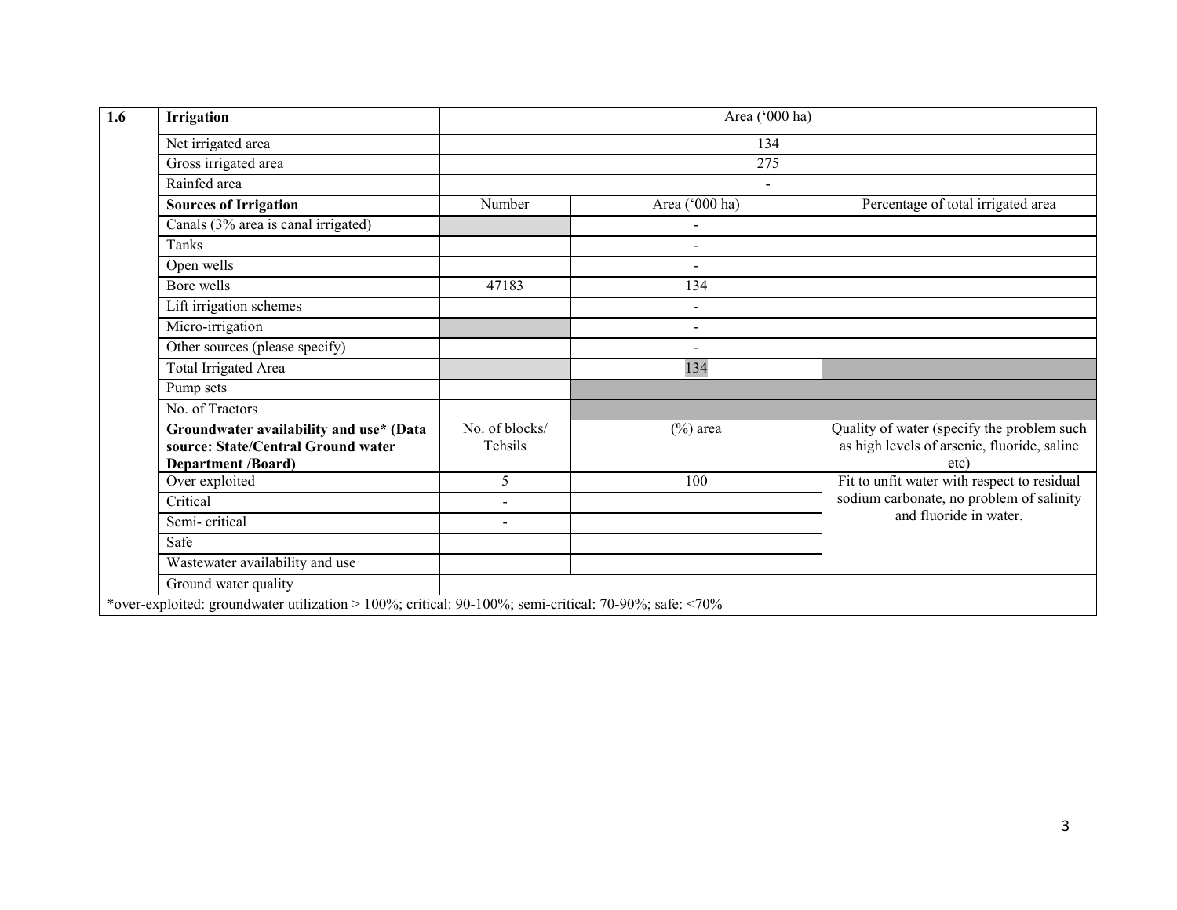| 1.6 | Irrigation | Area ('000 ha) | | |
|---|---|---|---|---|
| | Net irrigated area | 134 | | |
| | Gross irrigated area | 275 | | |
| | Rainfed area | - | | |
| | **Sources of Irrigation** | Number | Area ('000 ha) | Percentage of total irrigated area |
| | Canals (3% area is canal irrigated) | | - | |
| | Tanks | | - | |
| | Open wells | | - | |
| | Bore wells | 47183 | 134 | |
| | Lift irrigation schemes | | - | |
| | Micro-irrigation | | - | |
| | Other sources (please specify) | | - | |
| | Total Irrigated Area | | 134 | |
| | Pump sets | | | |
| | No. of Tractors | | | |
| | **Groundwater availability and use\* (Data source: State/Central Ground water Department /Board)** | No. of blocks/ Tehsils | (%) area | Quality of water (specify the problem such as high levels of arsenic, fluoride, saline etc) |
| | Over exploited | 5 | 100 | Fit to unfit water with respect to residual sodium carbonate, no problem of salinity and fluoride in water. |
| | Critical | - | | |
| | Semi- critical | - | | |
| | Safe | | | |
| | Wastewater availability and use | | | |
| | Ground water quality | | | |

*over-exploited: groundwater utilization > 100%; critical: 90-100%; semi-critical: 70-90%; safe: <70%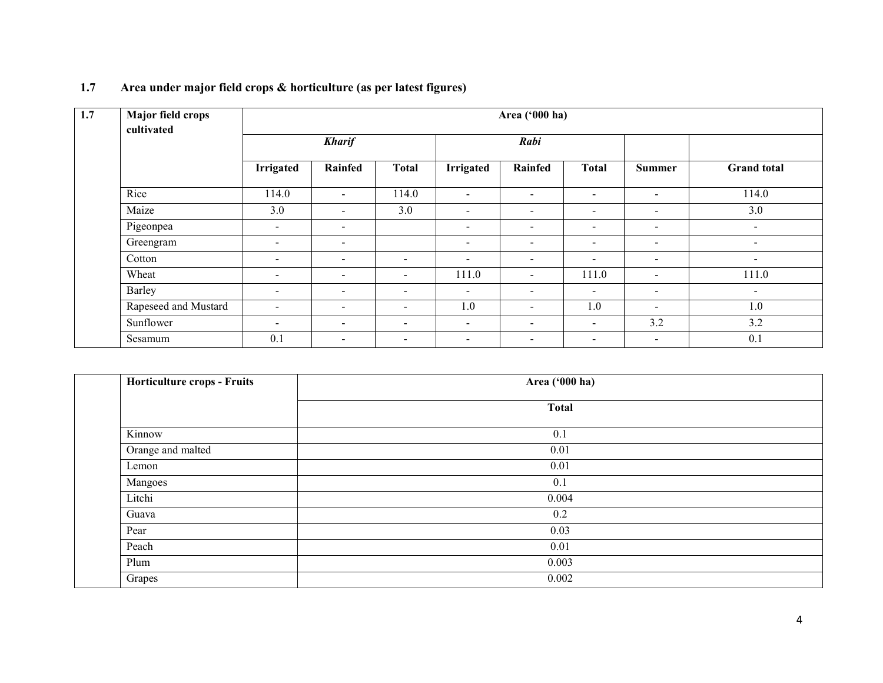## 1.7 Area under major field crops & horticulture (as per latest figures)

| 1.7 | Major field crops cultivated | Area ('000 ha) | | | | | | | |
|---|---|---|---|---|---|---|---|---|---|
| | | ***Kharif*** | | | ***Rabi*** | | | | |
| | | **Irrigated** | **Rainfed** | **Total** | **Irrigated** | **Rainfed** | **Total** | **Summer** | **Grand total** |
| | Rice | 114.0 | - | 114.0 | - | - | - | - | 114.0 |
| | Maize | 3.0 | - | 3.0 | - | - | - | - | 3.0 |
| | Pigeonpea | - | - | | - | - | - | - | - |
| | Greengram | - | - | | - | - | - | - | - |
| | Cotton | - | - | - | - | - | - | - | - |
| | Wheat | - | - | - | 111.0 | - | 111.0 | - | 111.0 |
| | Barley | - | - | - | - | - | - | - | - |
| | Rapeseed and Mustard | - | - | - | 1.0 | - | 1.0 | - | 1.0 |
| | Sunflower | - | - | - | - | - | - | 3.2 | 3.2 |
| | Sesamum | 0.1 | - | - | - | - | - | - | 0.1 |

| | Horticulture crops - Fruits | Area ('000 ha) |
|---|---|---|
| | | **Total** |
| | Kinnow | 0.1 |
| | Orange and malted | 0.01 |
| | Lemon | 0.01 |
| | Mangoes | 0.1 |
| | Litchi | 0.004 |
| | Guava | 0.2 |
| | Pear | 0.03 |
| | Peach | 0.01 |
| | Plum | 0.003 |
| | Grapes | 0.002 |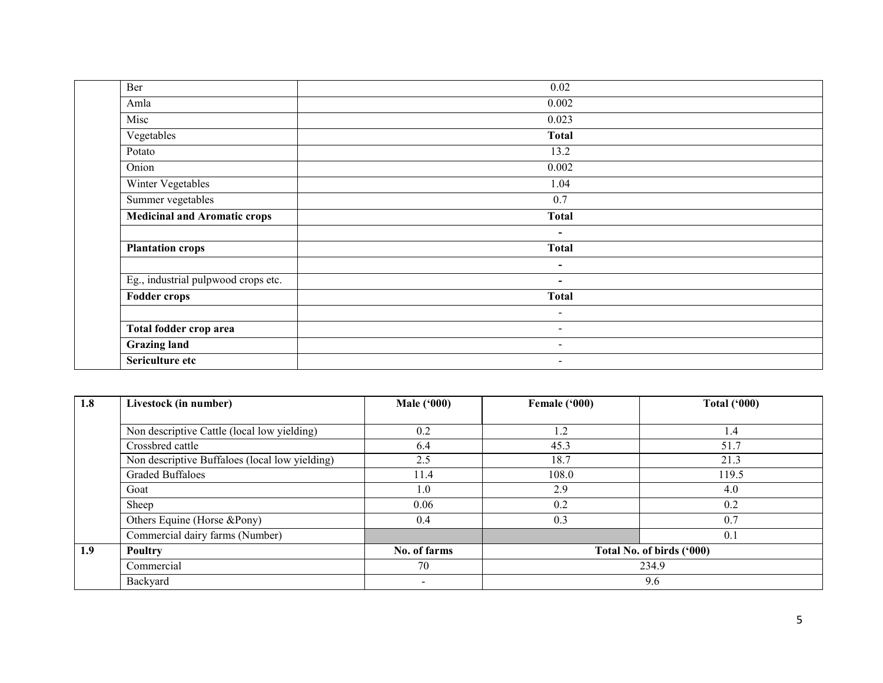| | | |
|---|---|---|
| | Ber | 0.02 |
| | Amla | 0.002 |
| | Misc | 0.023 |
| | Vegetables | **Total** |
| | Potato | 13.2 |
| | Onion | 0.002 |
| | Winter Vegetables | 1.04 |
| | Summer vegetables | 0.7 |
| | **Medicinal and Aromatic crops** | **Total** |
| | | **-** |
| | **Plantation crops** | **Total** |
| | | **-** |
| | Eg., industrial pulpwood crops etc. | **-** |
| | **Fodder crops** | **Total** |
| | | - |
| | **Total fodder crop area** | - |
| | **Grazing land** | - |
| | **Sericulture etc** | - |

| **1.8** | **Livestock (in number)** | **Male ('000)** | **Female ('000)** | **Total ('000)** |
|---|---|---|---|---|
| | Non descriptive Cattle (local low yielding) | 0.2 | 1.2 | 1.4 |
| | Crossbred cattle | 6.4 | 45.3 | 51.7 |
| | Non descriptive Buffaloes (local low yielding) | 2.5 | 18.7 | 21.3 |
| | Graded Buffaloes | 11.4 | 108.0 | 119.5 |
| | Goat | 1.0 | 2.9 | 4.0 |
| | Sheep | 0.06 | 0.2 | 0.2 |
| | Others Equine (Horse &Pony) | 0.4 | 0.3 | 0.7 |
| | Commercial dairy farms (Number) | | | 0.1 |
| **1.9** | **Poultry** | **No. of farms** | **Total No. of birds ('000)** | |
| | Commercial | 70 | 234.9 | |
| | Backyard | - | 9.6 | |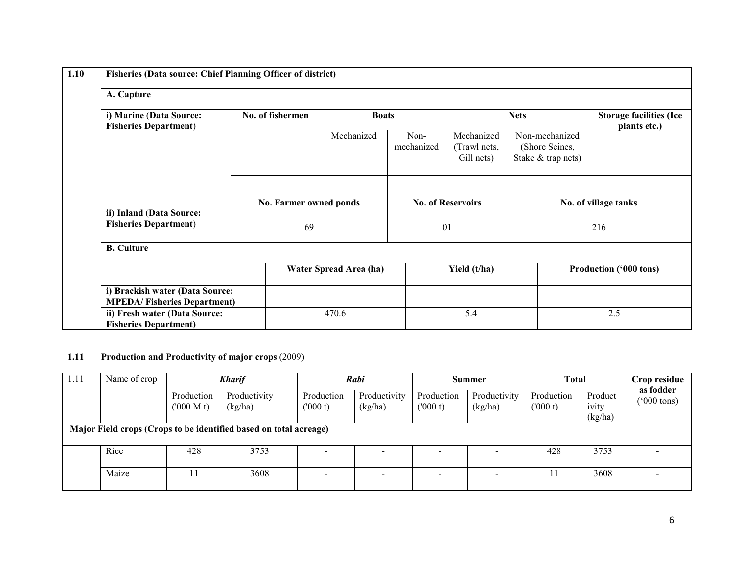| 1.10 | Fisheries (Data source: Chief Planning Officer of district) | | | | | | |
|---|---|---|---|---|---|---|---|
| | **A. Capture** | | | | | | |
| | **i) Marine (Data Source: Fisheries Department)** | **No. of fishermen** | **Boats** | | **Nets** | | **Storage facilities (Ice plants etc.)** |
| | | | Mechanized | Non-mechanized | Mechanized (Trawl nets, Gill nets) | Non-mechanized (Shore Seines, Stake & trap nets) | |
| | | | | | | | |
| | **ii) Inland (Data Source: Fisheries Department)** | **No. Farmer owned ponds** | | **No. of Reservoirs** | | **No. of village tanks** | |
| | | 69 | | 01 | | 216 | |
| | **B. Culture** | | | | | | |
| | | **Water Spread Area (ha)** | | **Yield (t/ha)** | | **Production ('000 tons)** | |
| | **i) Brackish water (Data Source: MPEDA/ Fisheries Department)** | | | | | | |
| | **ii) Fresh water (Data Source: Fisheries Department)** | 470.6 | | 5.4 | | 2.5 | |

**1.11 Production and Productivity of major crops** (2009)

| 1.11 | Name of crop | ***Kharif*** | | ***Rabi*** | | **Summer** | | **Total** | | **Crop residue as fodder ('000 tons)** |
|---|---|---|---|---|---|---|---|---|---|---|
| | | Production ('000 M t) | Productivity (kg/ha) | Production ('000 t) | Productivity (kg/ha) | Production ('000 t) | Productivity (kg/ha) | Production ('000 t) | Productivity (kg/ha) | |
| **Major Field crops (Crops to be identified based on total acreage)** | | | | | | | | | | |
| | Rice | 428 | 3753 | - | - | - | - | 428 | 3753 | - |
| | Maize | 11 | 3608 | - | - | - | - | 11 | 3608 | - |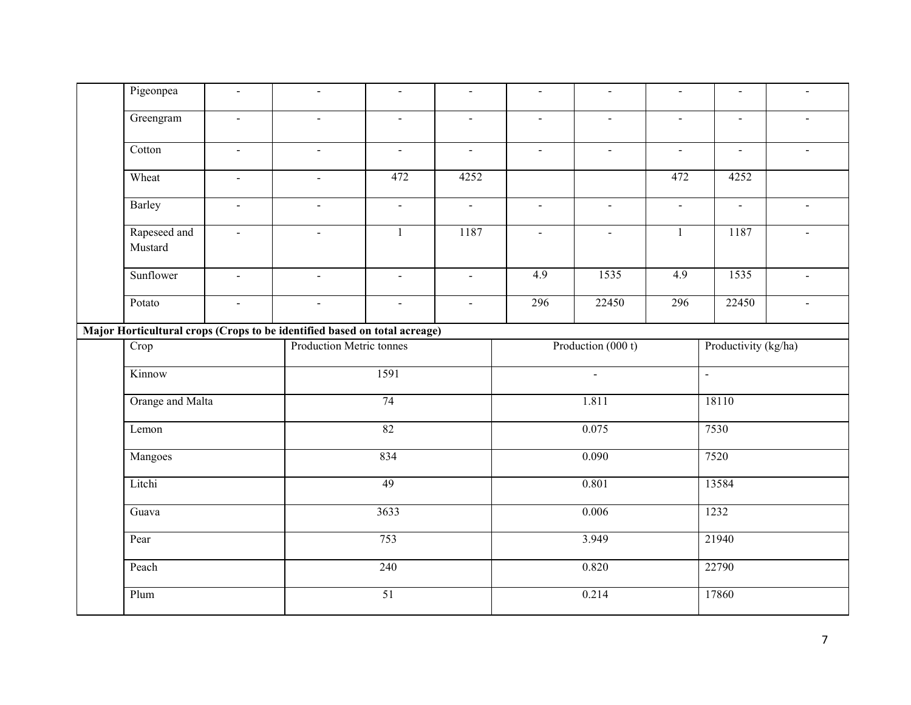| | | | | | | | | | | |
|---|---|---|---|---|---|---|---|---|---|---|
| | Pigeonpea | - | - | - | - | - | - | - | - | - |
| | Greengram | - | - | - | - | - | - | - | - | - |
| | Cotton | - | - | - | - | - | - | - | - | - |
| | Wheat | - | - | 472 | 4252 | | | 472 | 4252 | |
| | Barley | - | - | - | - | - | - | - | - | - |
| | Rapeseed and Mustard | - | - | 1 | 1187 | - | - | 1 | 1187 | - |
| | Sunflower | - | - | - | - | 4.9 | 1535 | 4.9 | 1535 | - |
| | Potato | - | - | - | - | 296 | 22450 | 296 | 22450 | - |

**Major Horticultural crops (Crops to be identified based on total acreage)**

| | Crop | Production Metric tonnes | Production (000 t) | Productivity (kg/ha) |
|---|---|---|---|---|
| | Kinnow | 1591 | - | - |
| | Orange and Malta | 74 | 1.811 | 18110 |
| | Lemon | 82 | 0.075 | 7530 |
| | Mangoes | 834 | 0.090 | 7520 |
| | Litchi | 49 | 0.801 | 13584 |
| | Guava | 3633 | 0.006 | 1232 |
| | Pear | 753 | 3.949 | 21940 |
| | Peach | 240 | 0.820 | 22790 |
| | Plum | 51 | 0.214 | 17860 |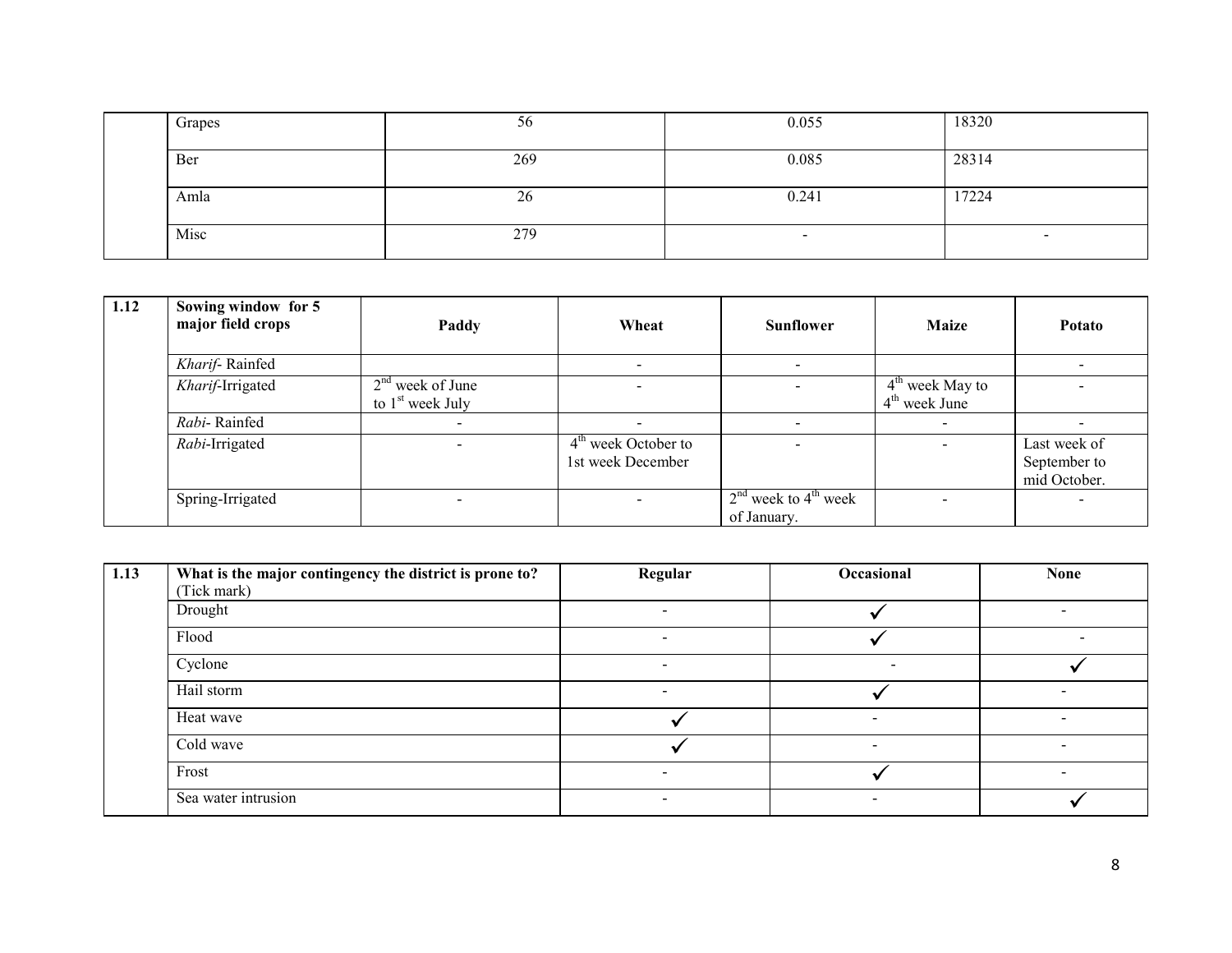| | Grapes | 56 | 0.055 | 18320 |
|---|---|---|---|---|
| | Ber | 269 | 0.085 | 28314 |
| | Amla | 26 | 0.241 | 17224 |
| | Misc | 279 | - | - |

| 1.12 | Sowing window for 5 major field crops | Paddy | Wheat | Sunflower | Maize | Potato |
|---|---|---|---|---|---|---|
| | *Kharif*- Rainfed | | - | - | | - |
| | *Kharif*-Irrigated | 2nd week of June to 1st week July | - | - | 4th week May to 4th week June | - |
| | *Rabi*- Rainfed | - | - | - | - | - |
| | *Rabi*-Irrigated | - | 4th week October to 1st week December | - | - | Last week of September to mid October. |
| | Spring-Irrigated | - | - | 2nd week to 4th week of January. | - | - |

| 1.13 | What is the major contingency the district is prone to? (Tick mark) | Regular | Occasional | None |
|---|---|---|---|---|
| | Drought | - | ✓ | - |
| | Flood | - | ✓ | - |
| | Cyclone | - | - | ✓ |
| | Hail storm | - | ✓ | - |
| | Heat wave | ✓ | - | - |
| | Cold wave | ✓ | - | - |
| | Frost | - | ✓ | - |
| | Sea water intrusion | - | - | ✓ |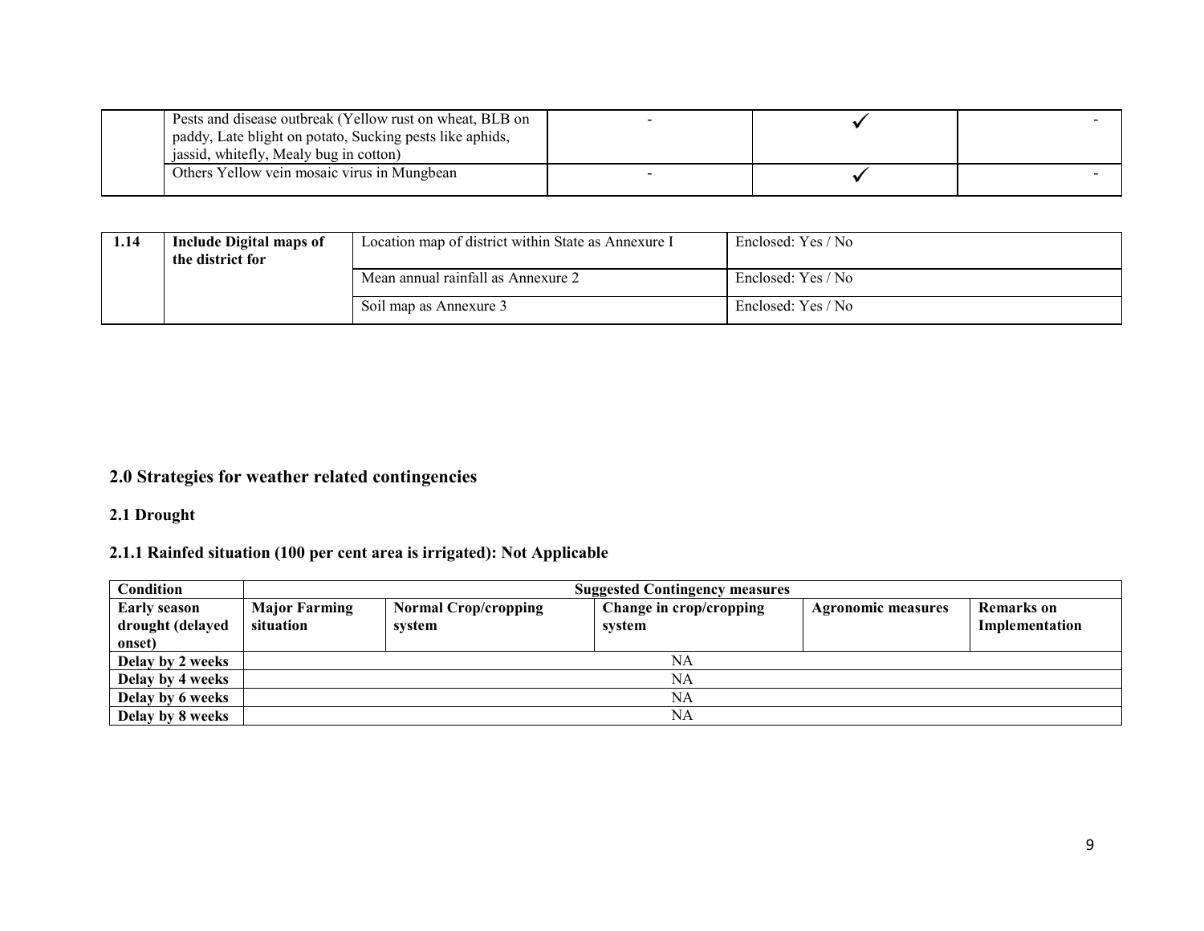| | | | | |
|---|---|---|---|---|
| | Pests and disease outbreak (Yellow rust on wheat, BLB on paddy, Late blight on potato, Sucking pests like aphids, jassid, whitefly, Mealy bug in cotton) | - | ✓ | - |
| | Others Yellow vein mosaic virus in Mungbean | - | ✓ | - |

| | | | |
|---|---|---|---|
| **1.14** | **Include Digital maps of the district for** | Location map of district within State as Annexure I | Enclosed: Yes / No |
| | | Mean annual rainfall as Annexure 2 | Enclosed: Yes / No |
| | | Soil map as Annexure 3 | Enclosed: Yes / No |

## 2.0 Strategies for weather related contingencies

### 2.1 Drought

### 2.1.1 Rainfed situation (100 per cent area is irrigated): Not Applicable

| **Condition** | **Suggested Contingency measures** | | | | |
|---|---|---|---|---|---|
| **Early season drought (delayed onset)** | **Major Farming situation** | **Normal Crop/cropping system** | **Change in crop/cropping system** | **Agronomic measures** | **Remarks on Implementation** |
| **Delay by 2 weeks** | NA | | | | |
| **Delay by 4 weeks** | NA | | | | |
| **Delay by 6 weeks** | NA | | | | |
| **Delay by 8 weeks** | NA | | | | |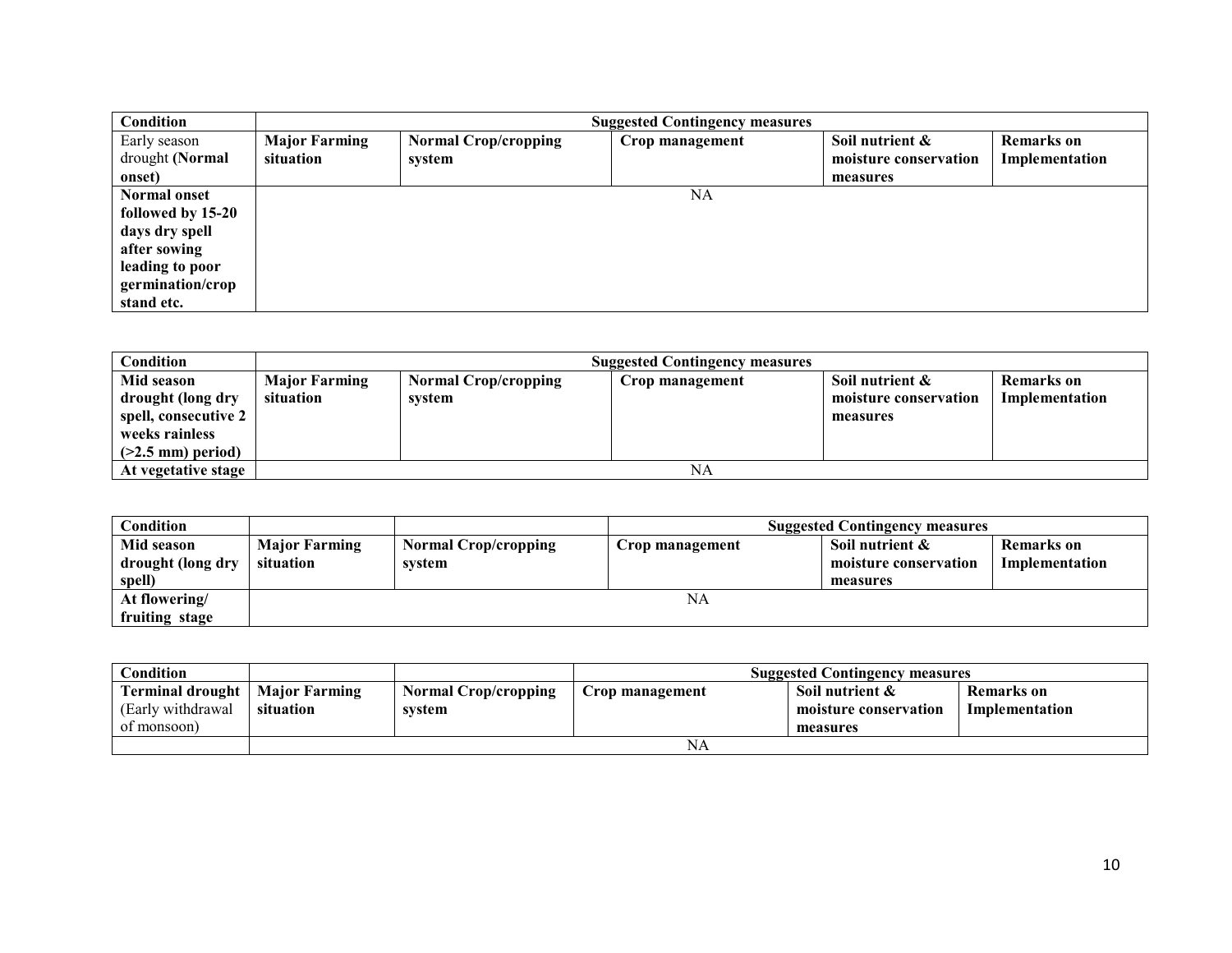| Condition | Suggested Contingency measures | | | | |
|---|---|---|---|---|---|
| Early season drought **(Normal onset)** | **Major Farming situation** | **Normal Crop/cropping system** | **Crop management** | **Soil nutrient & moisture conservation measures** | **Remarks on Implementation** |
| **Normal onset followed by 15-20 days dry spell after sowing leading to poor germination/crop stand etc.** | NA | | | | |

| Condition | Suggested Contingency measures | | | | |
|---|---|---|---|---|---|
| **Mid season drought (long dry spell, consecutive 2 weeks rainless (>2.5 mm) period)** | **Major Farming situation** | **Normal Crop/cropping system** | **Crop management** | **Soil nutrient & moisture conservation measures** | **Remarks on Implementation** |
| **At vegetative stage** | NA | | | | |

| Condition | | | Suggested Contingency measures | | |
|---|---|---|---|---|---|
| **Mid season drought (long dry spell)** | **Major Farming situation** | **Normal Crop/cropping system** | **Crop management** | **Soil nutrient & moisture conservation measures** | **Remarks on Implementation** |
| **At flowering/ fruiting stage** | NA | | | | |

| Condition | | | Suggested Contingency measures | | |
|---|---|---|---|---|---|
| **Terminal drought** (Early withdrawal of monsoon) | **Major Farming situation** | **Normal Crop/cropping system** | **Crop management** | **Soil nutrient & moisture conservation measures** | **Remarks on Implementation** |
| | NA | | | | |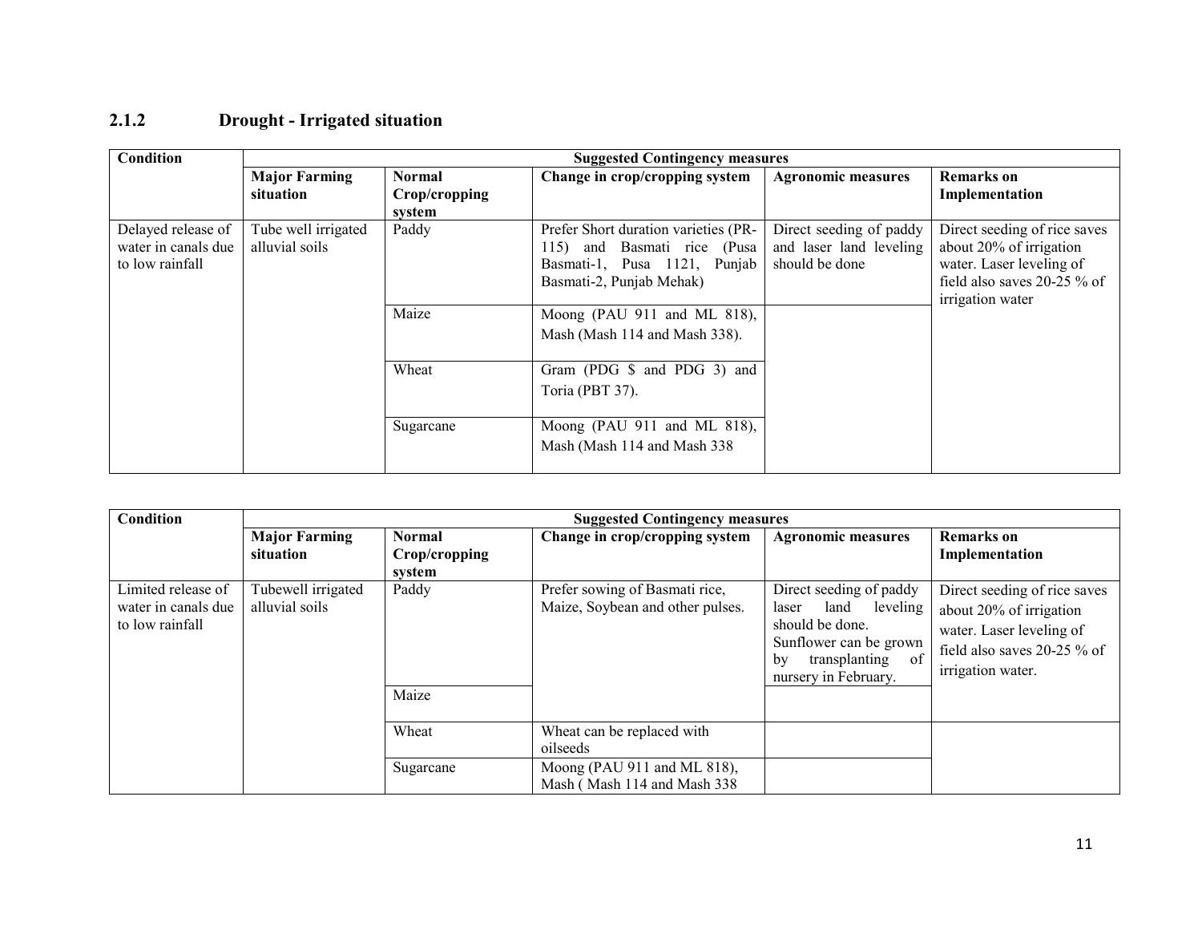### 2.1.2 Drought - Irrigated situation

| Condition | Suggested Contingency measures | | | | |
|---|---|---|---|---|---|
| | **Major Farming situation** | **Normal Crop/cropping system** | **Change in crop/cropping system** | **Agronomic measures** | **Remarks on Implementation** |
| Delayed release of water in canals due to low rainfall | Tube well irrigated alluvial soils | Paddy | Prefer Short duration varieties (PR-115) and Basmati rice (Pusa Basmati-1, Pusa 1121, Punjab Basmati-2, Punjab Mehak) | Direct seeding of paddy and laser land leveling should be done | Direct seeding of rice saves about 20% of irrigation water. Laser leveling of field also saves 20-25 % of irrigation water |
| | | Maize | Moong (PAU 911 and ML 818), Mash (Mash 114 and Mash 338). | | |
| | | Wheat | Gram (PDG $ and PDG 3) and Toria (PBT 37). | | |
| | | Sugarcane | Moong (PAU 911 and ML 818), Mash (Mash 114 and Mash 338 | | |

| Condition | Suggested Contingency measures | | | | |
|---|---|---|---|---|---|
| | **Major Farming situation** | **Normal Crop/cropping system** | **Change in crop/cropping system** | **Agronomic measures** | **Remarks on Implementation** |
| Limited release of water in canals due to low rainfall | Tubewell irrigated alluvial soils | Paddy | Prefer sowing of Basmati rice, Maize, Soybean and other pulses. | Direct seeding of paddy laser land leveling should be done. Sunflower can be grown by transplanting of nursery in February. | Direct seeding of rice saves about 20% of irrigation water. Laser leveling of field also saves 20-25 % of irrigation water. |
| | | Maize | | | |
| | | Wheat | Wheat can be replaced with oilseeds | | |
| | | Sugarcane | Moong (PAU 911 and ML 818), Mash ( Mash 114 and Mash 338 | | |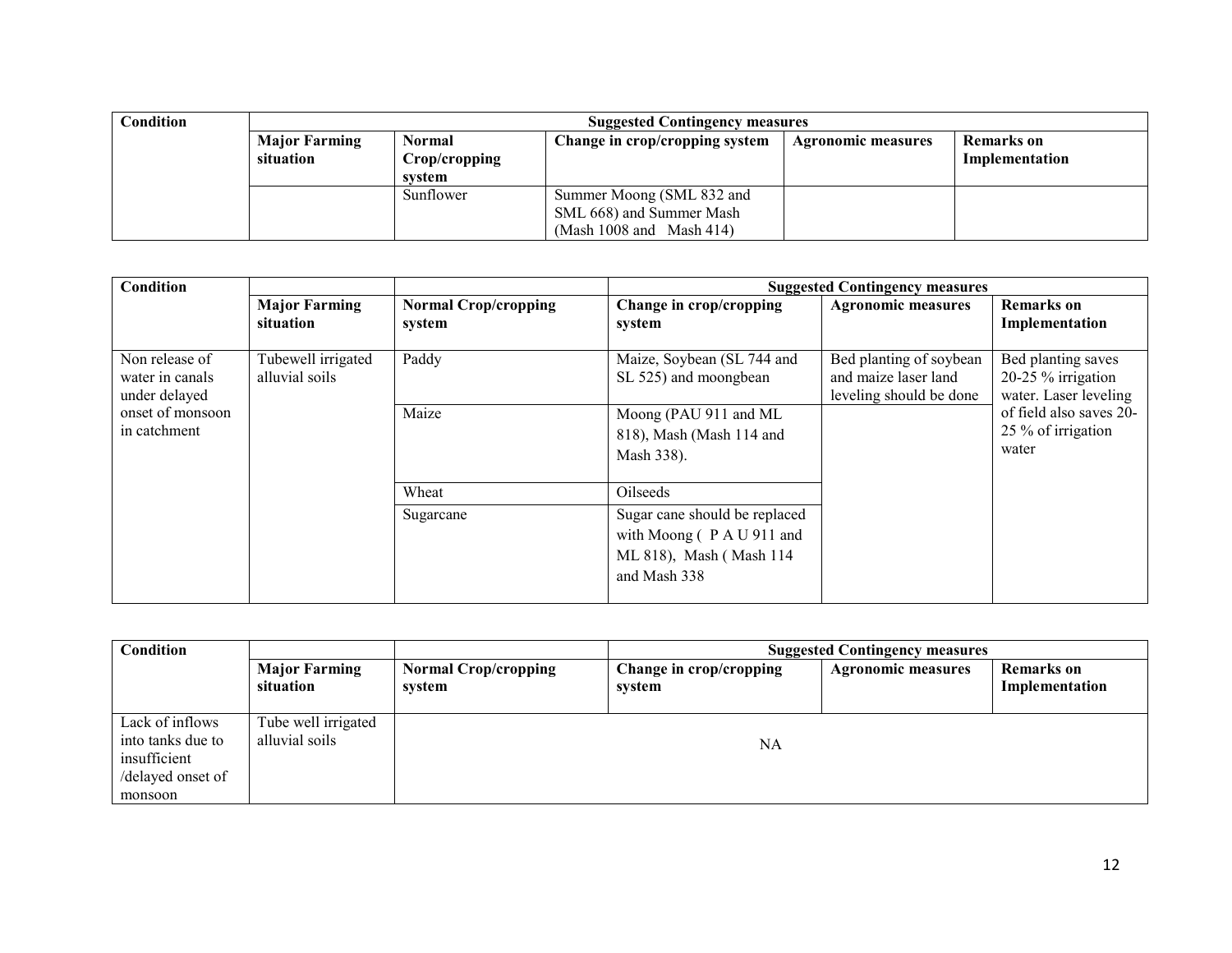| Condition | Suggested Contingency measures | | | | |
|---|---|---|---|---|---|
| | Major Farming situation | Normal Crop/cropping system | Change in crop/cropping system | Agronomic measures | Remarks on Implementation |
| | | Sunflower | Summer Moong (SML 832 and SML 668) and Summer Mash (Mash 1008 and Mash 414) | | |

| Condition | | | Suggested Contingency measures | | |
|---|---|---|---|---|---|
| | Major Farming situation | Normal Crop/cropping system | Change in crop/cropping system | Agronomic measures | Remarks on Implementation |
| Non release of water in canals under delayed onset of monsoon in catchment | Tubewell irrigated alluvial soils | Paddy | Maize, Soybean (SL 744 and SL 525) and moongbean | Bed planting of soybean and maize laser land leveling should be done | Bed planting saves 20-25 % irrigation water. Laser leveling of field also saves 20-25 % of irrigation water |
| | | Maize | Moong (PAU 911 and ML 818), Mash (Mash 114 and Mash 338). | | |
| | | Wheat | Oilseeds | | |
| | | Sugarcane | Sugar cane should be replaced with Moong ( P A U 911 and ML 818), Mash ( Mash 114 and Mash 338 | | |

| Condition | | | Suggested Contingency measures | | |
|---|---|---|---|---|---|
| | Major Farming situation | Normal Crop/cropping system | Change in crop/cropping system | Agronomic measures | Remarks on Implementation |
| Lack of inflows into tanks due to insufficient /delayed onset of monsoon | Tube well irrigated alluvial soils | NA | | | |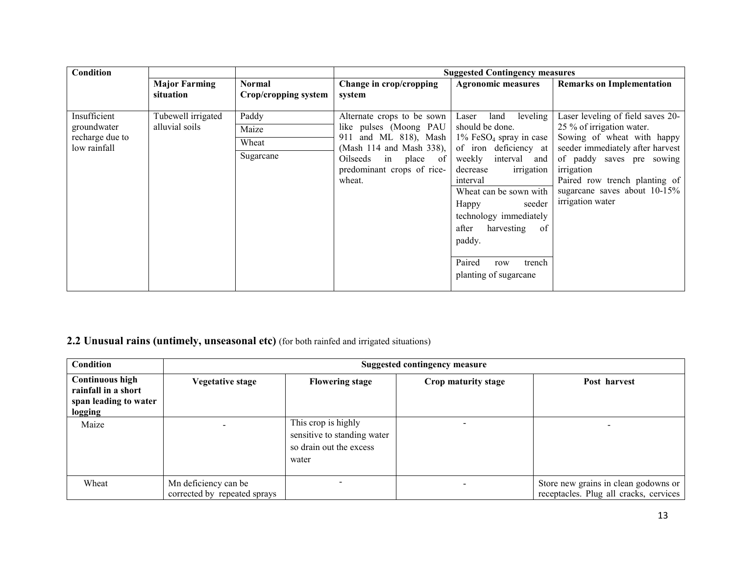| Condition | | | Suggested Contingency measures | | |
|---|---|---|---|---|---|
| | Major Farming situation | Normal Crop/cropping system | Change in crop/cropping system | Agronomic measures | Remarks on Implementation |
| Insufficient groundwater recharge due to low rainfall | Tubewell irrigated alluvial soils | Paddy<br>Maize<br>Wheat<br>Sugarcane | Alternate crops to be sown like pulses (Moong PAU 911 and ML 818), Mash (Mash 114 and Mash 338), Oilseeds in place of predominant crops of rice-wheat. | Laser land leveling should be done.<br>1% $FeSO_4$ spray in case of iron deficiency at weekly interval and decrease irrigation interval<br>Wheat can be sown with Happy seeder technology immediately after harvesting of paddy.<br>Paired row trench planting of sugarcane | Laser leveling of field saves 20-25 % of irrigation water.<br>Sowing of wheat with happy seeder immediately after harvest of paddy saves pre sowing irrigation<br>Paired row trench planting of sugarcane saves about 10-15% irrigation water |

## 2.2 Unusual rains (untimely, unseasonal etc) (for both rainfed and irrigated situations)

| Condition | Suggested contingency measure | | | |
|---|---|---|---|---|
| **Continuous high rainfall in a short span leading to water logging** | **Vegetative stage** | **Flowering stage** | **Crop maturity stage** | **Post harvest** |
| Maize | - | This crop is highly sensitive to standing water so drain out the excess water | - | - |
| Wheat | Mn deficiency can be corrected by repeated sprays | - | - | Store new grains in clean godowns or receptacles. Plug all cracks, cervices |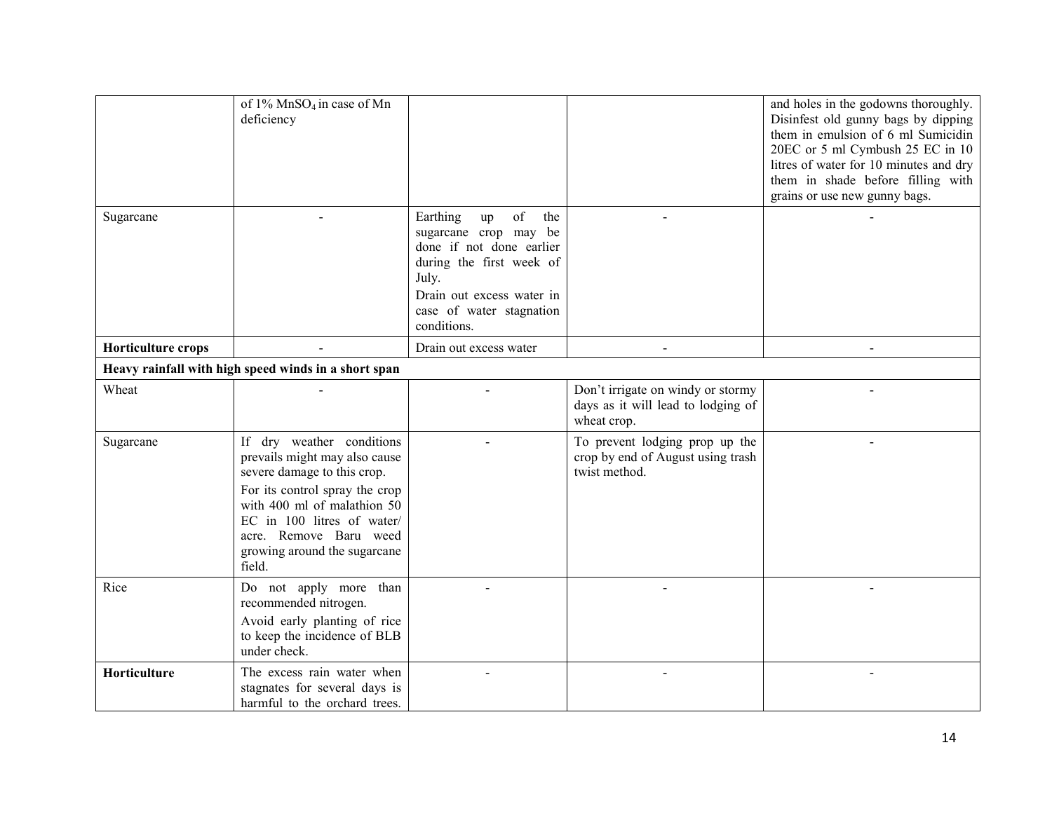| | | | | |
|---|---|---|---|---|
| | of 1% $MnSO_4$ in case of Mn deficiency | | | and holes in the godowns thoroughly. Disinfest old gunny bags by dipping them in emulsion of 6 ml Sumicidin 20EC or 5 ml Cymbush 25 EC in 10 litres of water for 10 minutes and dry them in shade before filling with grains or use new gunny bags. |
| Sugarcane | - | Earthing up of the sugarcane crop may be done if not done earlier during the first week of July.<br>Drain out excess water in case of water stagnation conditions. | - | - |
| **Horticulture crops** | - | Drain out excess water | - | - |
| **Heavy rainfall with high speed winds in a short span** | | | | |
| Wheat | - | - | Don't irrigate on windy or stormy days as it will lead to lodging of wheat crop. | - |
| Sugarcane | If dry weather conditions prevails might may also cause severe damage to this crop.<br>For its control spray the crop with 400 ml of malathion 50 EC in 100 litres of water/ acre. Remove Baru weed growing around the sugarcane field. | - | To prevent lodging prop up the crop by end of August using trash twist method. | - |
| Rice | Do not apply more than recommended nitrogen.<br>Avoid early planting of rice to keep the incidence of BLB under check. | - | - | - |
| **Horticulture** | The excess rain water when stagnates for several days is harmful to the orchard trees. | - | - | - |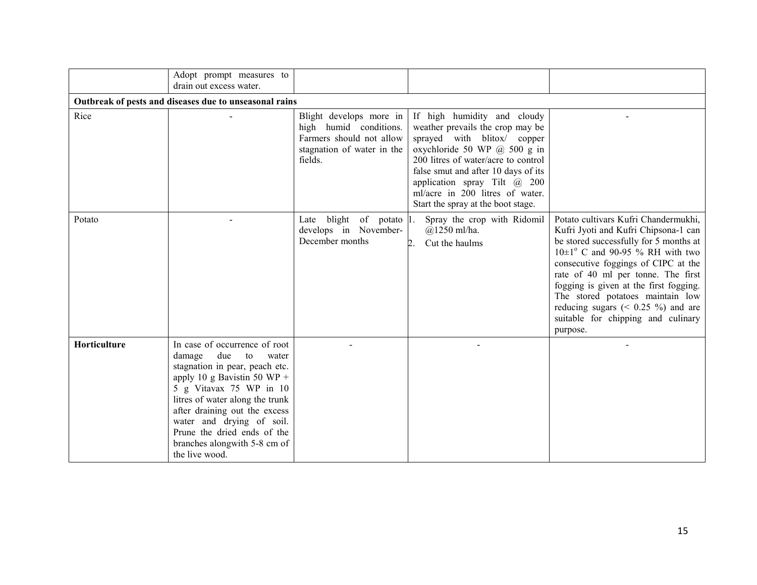| | | | | |
|---|---|---|---|---|
| | Adopt prompt measures to drain out excess water. | | | |
| **Outbreak of pests and diseases due to unseasonal rains** | | | | |
| Rice | - | Blight develops more in high humid conditions. Farmers should not allow stagnation of water in the fields. | If high humidity and cloudy weather prevails the crop may be sprayed with blitox/ copper oxychloride 50 WP @ 500 g in 200 litres of water/acre to control false smut and after 10 days of its application spray Tilt @ 200 ml/acre in 200 litres of water. Start the spray at the boot stage. | - |
| Potato | - | Late blight of potato develops in November-December months | 1. Spray the crop with Ridomil @1250 ml/ha.<br>2. Cut the haulms | Potato cultivars Kufri Chandermukhi, Kufri Jyoti and Kufri Chipsona-1 can be stored successfully for 5 months at $10\pm1^{o}$ C and 90-95 % RH with two consecutive foggings of CIPC at the rate of 40 ml per tonne. The first fogging is given at the first fogging. The stored potatoes maintain low reducing sugars (< 0.25 %) and are suitable for chipping and culinary purpose. |
| **Horticulture** | In case of occurrence of root damage due to water stagnation in pear, peach etc. apply 10 g Bavistin 50 WP + 5 g Vitavax 75 WP in 10 litres of water along the trunk after draining out the excess water and drying of soil. Prune the dried ends of the branches alongwith 5-8 cm of the live wood. | - | - | - |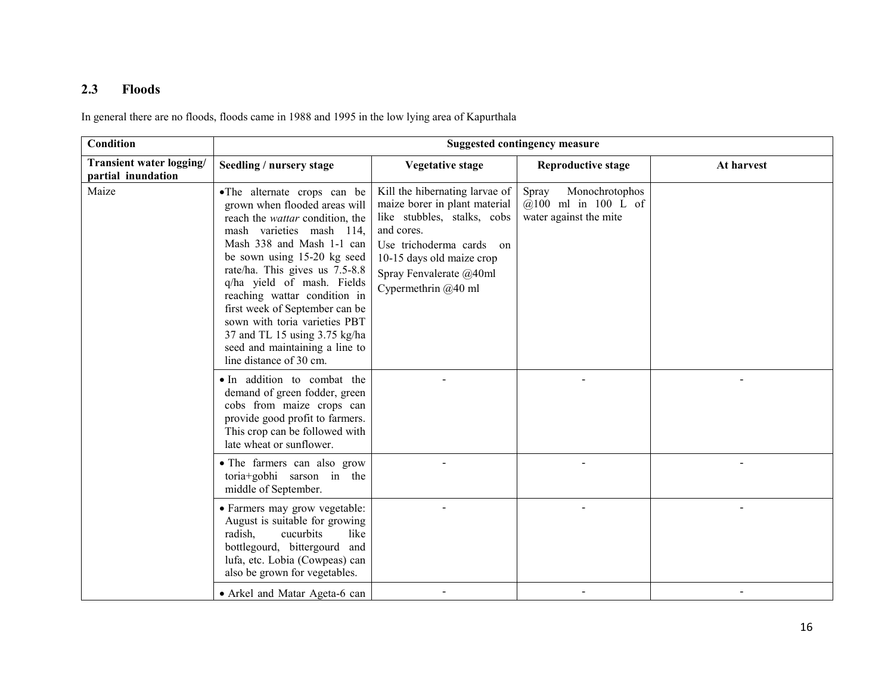## 2.3 Floods

In general there are no floods, floods came in 1988 and 1995 in the low lying area of Kapurthala

| Condition | Suggested contingency measure | | | |
|---|---|---|---|---|
| **Transient water logging/ partial inundation** | **Seedling / nursery stage** | **Vegetative stage** | **Reproductive stage** | **At harvest** |
| Maize | • The alternate crops can be grown when flooded areas will reach the *wattar* condition, the mash varieties mash 114, Mash 338 and Mash 1-1 can be sown using 15-20 kg seed rate/ha. This gives us 7.5-8.8 q/ha yield of mash. Fields reaching wattar condition in first week of September can be sown with toria varieties PBT 37 and TL 15 using 3.75 kg/ha seed and maintaining a line to line distance of 30 cm. | Kill the hibernating larvae of maize borer in plant material like stubbles, stalks, cobs and cores.<br>Use trichoderma cards on 10-15 days old maize crop<br>Spray Fenvalerate @40ml Cypermethrin @40 ml | Spray Monochrotophos @100 ml in 100 L of water against the mite | |
| | • In addition to combat the demand of green fodder, green cobs from maize crops can provide good profit to farmers. This crop can be followed with late wheat or sunflower. | - | - | - |
| | • The farmers can also grow toria+gobhi sarson in the middle of September. | - | - | - |
| | • Farmers may grow vegetable: August is suitable for growing radish, cucurbits like bottlegourd, bittergourd and lufa, etc. Lobia (Cowpeas) can also be grown for vegetables. | - | - | - |
| | • Arkel and Matar Ageta-6 can | - | - | - |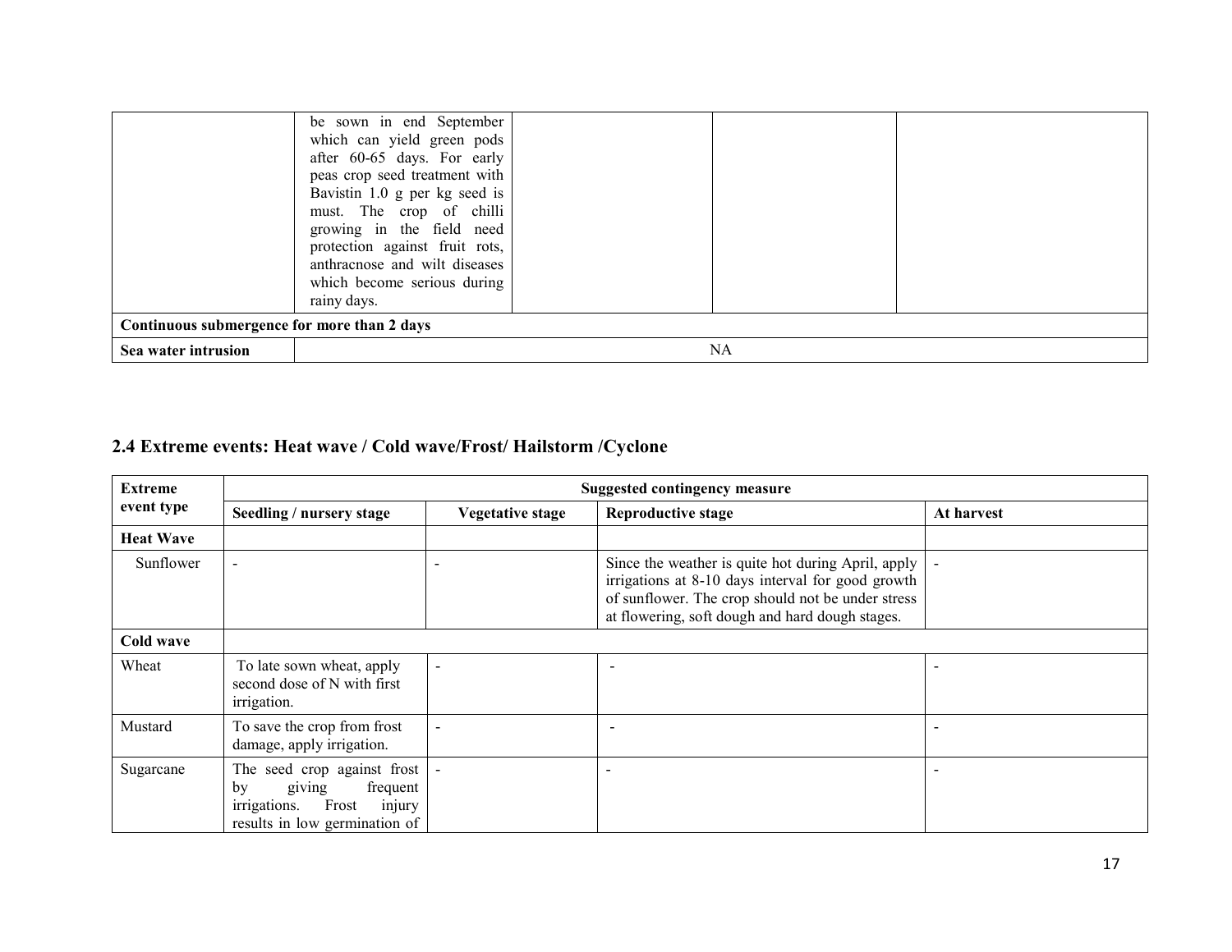|  | be sown in end September which can yield green pods after 60-65 days. For early peas crop seed treatment with Bavistin 1.0 g per kg seed is must. The crop of chilli growing in the field need protection against fruit rots, anthracnose and wilt diseases which become serious during rainy days. |  |  |  |
|---|---|---|---|---|
| **Continuous submergence for more than 2 days** |  |  |  |  |
| **Sea water intrusion** | NA |  |  |  |

## 2.4 Extreme events: Heat wave / Cold wave/Frost/ Hailstorm /Cyclone

| Extreme event type | Suggested contingency measure | | | |
|---|---|---|---|---|
| | **Seedling / nursery stage** | **Vegetative stage** | **Reproductive stage** | **At harvest** |
| **Heat Wave** | | | | |
| Sunflower | - | - | Since the weather is quite hot during April, apply irrigations at 8-10 days interval for good growth of sunflower. The crop should not be under stress at flowering, soft dough and hard dough stages. | - |
| **Cold wave** | | | | |
| Wheat | To late sown wheat, apply second dose of N with first irrigation. | - | - | - |
| Mustard | To save the crop from frost damage, apply irrigation. | - | - | - |
| Sugarcane | The seed crop against frost by giving frequent irrigations. Frost injury results in low germination of | - | - | - |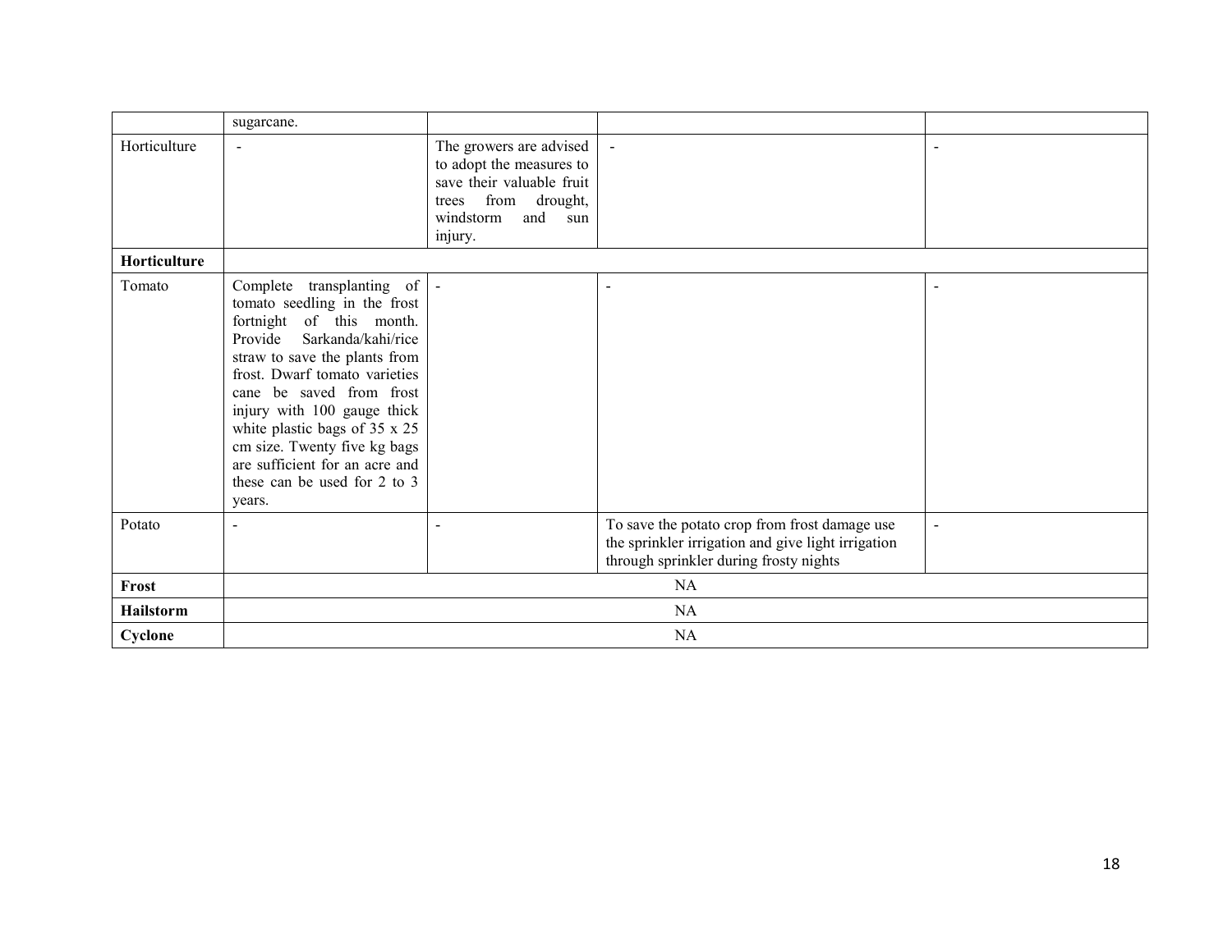|  |  |  |  |  |
|---|---|---|---|---|
|  | sugarcane. |  |  |  |
| Horticulture | - | The growers are advised to adopt the measures to save their valuable fruit trees from drought, windstorm and sun injury. | - | - |
| **Horticulture** |  |  |  |  |
| Tomato | Complete transplanting of tomato seedling in the frost fortnight of this month. Provide Sarkanda/kahi/rice straw to save the plants from frost. Dwarf tomato varieties cane be saved from frost injury with 100 gauge thick white plastic bags of 35 x 25 cm size. Twenty five kg bags are sufficient for an acre and these can be used for 2 to 3 years. | - | - | - |
| Potato | - | - | To save the potato crop from frost damage use the sprinkler irrigation and give light irrigation through sprinkler during frosty nights | - |
| **Frost** | NA |  |  |  |
| **Hailstorm** | NA |  |  |  |
| **Cyclone** | NA |  |  |  |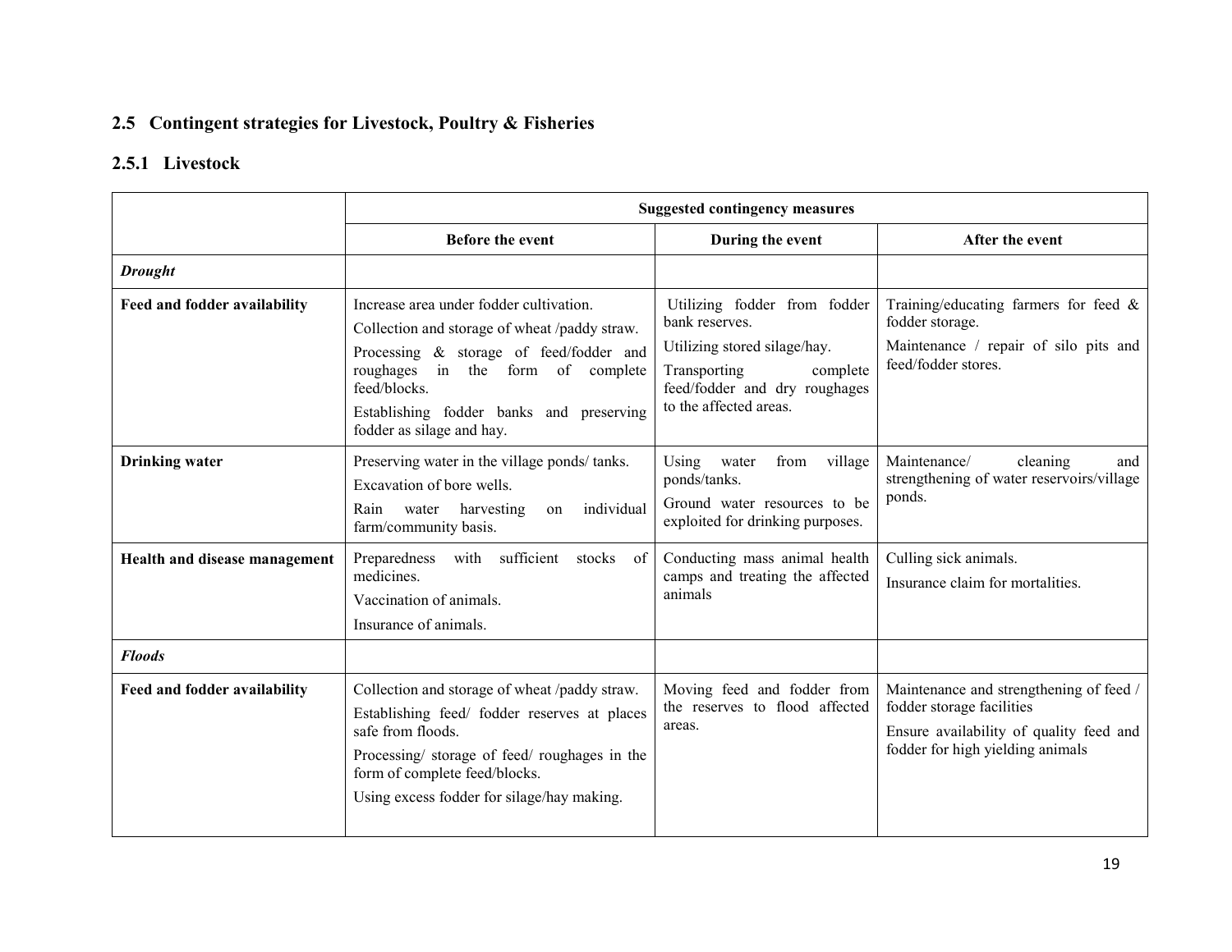## 2.5 Contingent strategies for Livestock, Poultry & Fisheries

### 2.5.1 Livestock

| | Suggested contingency measures | | |
|---|---|---|---|
| | **Before the event** | **During the event** | **After the event** |
| ***Drought*** | | | |
| **Feed and fodder availability** | Increase area under fodder cultivation.<br>Collection and storage of wheat /paddy straw.<br>Processing & storage of feed/fodder and roughages in the form of complete feed/blocks.<br>Establishing fodder banks and preserving fodder as silage and hay. | Utilizing fodder from fodder bank reserves.<br>Utilizing stored silage/hay.<br>Transporting complete feed/fodder and dry roughages to the affected areas. | Training/educating farmers for feed & fodder storage.<br>Maintenance / repair of silo pits and feed/fodder stores. |
| **Drinking water** | Preserving water in the village ponds/ tanks.<br>Excavation of bore wells.<br>Rain water harvesting on individual farm/community basis. | Using water from village ponds/tanks.<br>Ground water resources to be exploited for drinking purposes. | Maintenance/ cleaning and strengthening of water reservoirs/village ponds. |
| **Health and disease management** | Preparedness with sufficient stocks of medicines.<br>Vaccination of animals.<br>Insurance of animals. | Conducting mass animal health camps and treating the affected animals | Culling sick animals.<br>Insurance claim for mortalities. |
| ***Floods*** | | | |
| **Feed and fodder availability** | Collection and storage of wheat /paddy straw.<br>Establishing feed/ fodder reserves at places safe from floods.<br>Processing/ storage of feed/ roughages in the form of complete feed/blocks.<br>Using excess fodder for silage/hay making. | Moving feed and fodder from the reserves to flood affected areas. | Maintenance and strengthening of feed / fodder storage facilities<br>Ensure availability of quality feed and fodder for high yielding animals |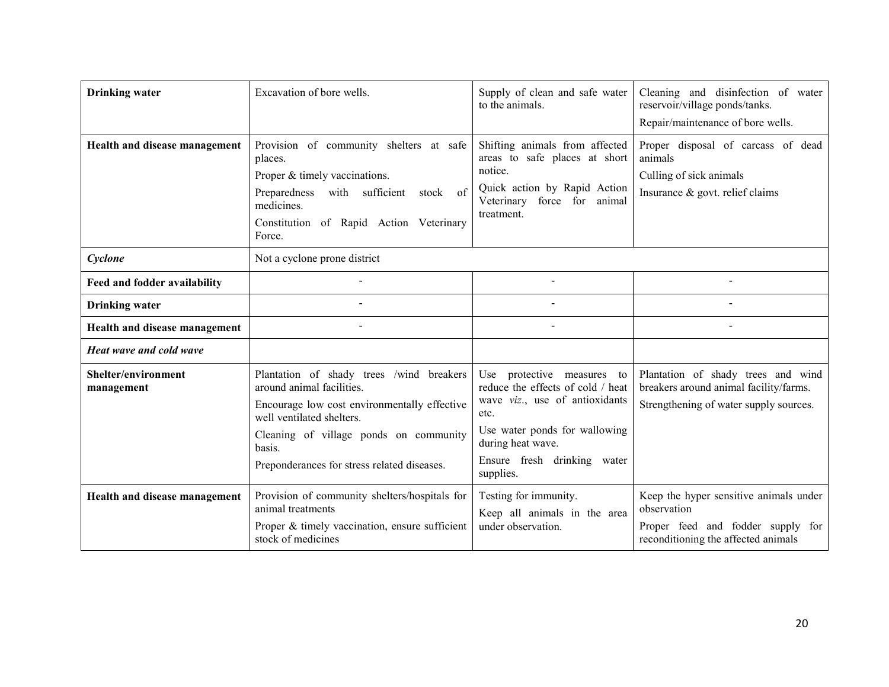| **Drinking water** | Excavation of bore wells. | Supply of clean and safe water to the animals. | Cleaning and disinfection of water reservoir/village ponds/tanks.<br>Repair/maintenance of bore wells. |
|---|---|---|---|
| **Health and disease management** | Provision of community shelters at safe places.<br>Proper & timely vaccinations.<br>Preparedness with sufficient stock of medicines.<br>Constitution of Rapid Action Veterinary Force. | Shifting animals from affected areas to safe places at short notice.<br>Quick action by Rapid Action Veterinary force for animal treatment. | Proper disposal of carcass of dead animals<br>Culling of sick animals<br>Insurance & govt. relief claims |
| ***Cyclone*** | Not a cyclone prone district | | |
| **Feed and fodder availability** | - | - | - |
| **Drinking water** | - | - | - |
| **Health and disease management** | - | - | - |
| ***Heat wave and cold wave*** | | | |
| **Shelter/environment management** | Plantation of shady trees /wind breakers around animal facilities.<br>Encourage low cost environmentally effective well ventilated shelters.<br>Cleaning of village ponds on community basis.<br>Preponderances for stress related diseases. | Use protective measures to reduce the effects of cold / heat wave *viz*., use of antioxidants etc.<br>Use water ponds for wallowing during heat wave.<br>Ensure fresh drinking water supplies. | Plantation of shady trees and wind breakers around animal facility/farms.<br>Strengthening of water supply sources. |
| **Health and disease management** | Provision of community shelters/hospitals for animal treatments<br>Proper & timely vaccination, ensure sufficient stock of medicines | Testing for immunity.<br>Keep all animals in the area under observation. | Keep the hyper sensitive animals under observation<br>Proper feed and fodder supply for reconditioning the affected animals |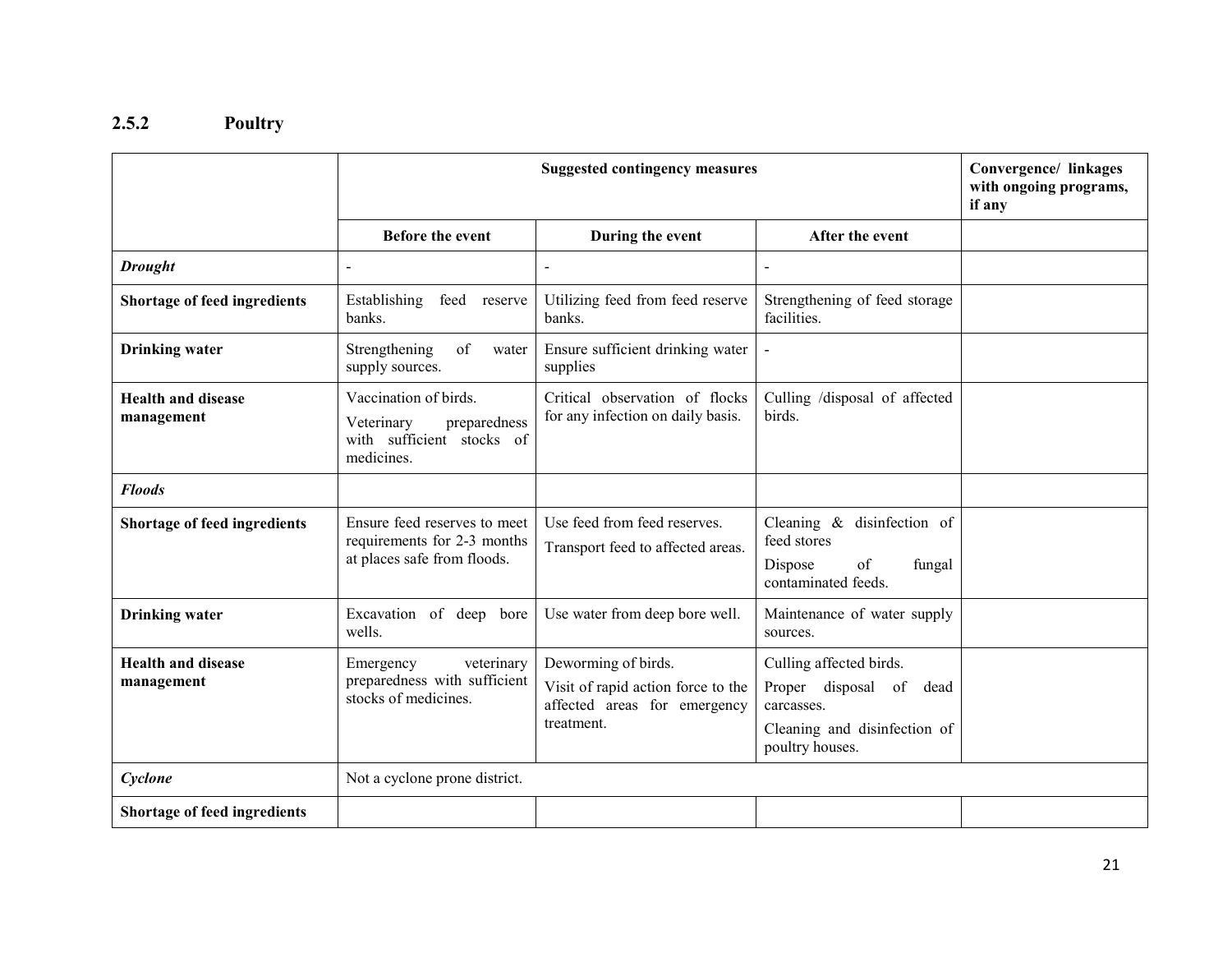### 2.5.2 Poultry

| | Suggested contingency measures | | | Convergence/ linkages with ongoing programs, if any |
|---|---|---|---|---|
| | **Before the event** | **During the event** | **After the event** | |
| ***Drought*** | - | - | - | |
| **Shortage of feed ingredients** | Establishing feed reserve banks. | Utilizing feed from feed reserve banks. | Strengthening of feed storage facilities. | |
| **Drinking water** | Strengthening of water supply sources. | Ensure sufficient drinking water supplies | - | |
| **Health and disease management** | Vaccination of birds.<br>Veterinary preparedness with sufficient stocks of medicines. | Critical observation of flocks for any infection on daily basis. | Culling /disposal of affected birds. | |
| ***Floods*** | | | | |
| **Shortage of feed ingredients** | Ensure feed reserves to meet requirements for 2-3 months at places safe from floods. | Use feed from feed reserves.<br>Transport feed to affected areas. | Cleaning & disinfection of feed stores<br>Dispose of fungal contaminated feeds. | |
| **Drinking water** | Excavation of deep bore wells. | Use water from deep bore well. | Maintenance of water supply sources. | |
| **Health and disease management** | Emergency veterinary preparedness with sufficient stocks of medicines. | Deworming of birds.<br>Visit of rapid action force to the affected areas for emergency treatment. | Culling affected birds.<br>Proper disposal of dead carcasses.<br>Cleaning and disinfection of poultry houses. | |
| ***Cyclone*** | Not a cyclone prone district. | | | |
| **Shortage of feed ingredients** | | | | |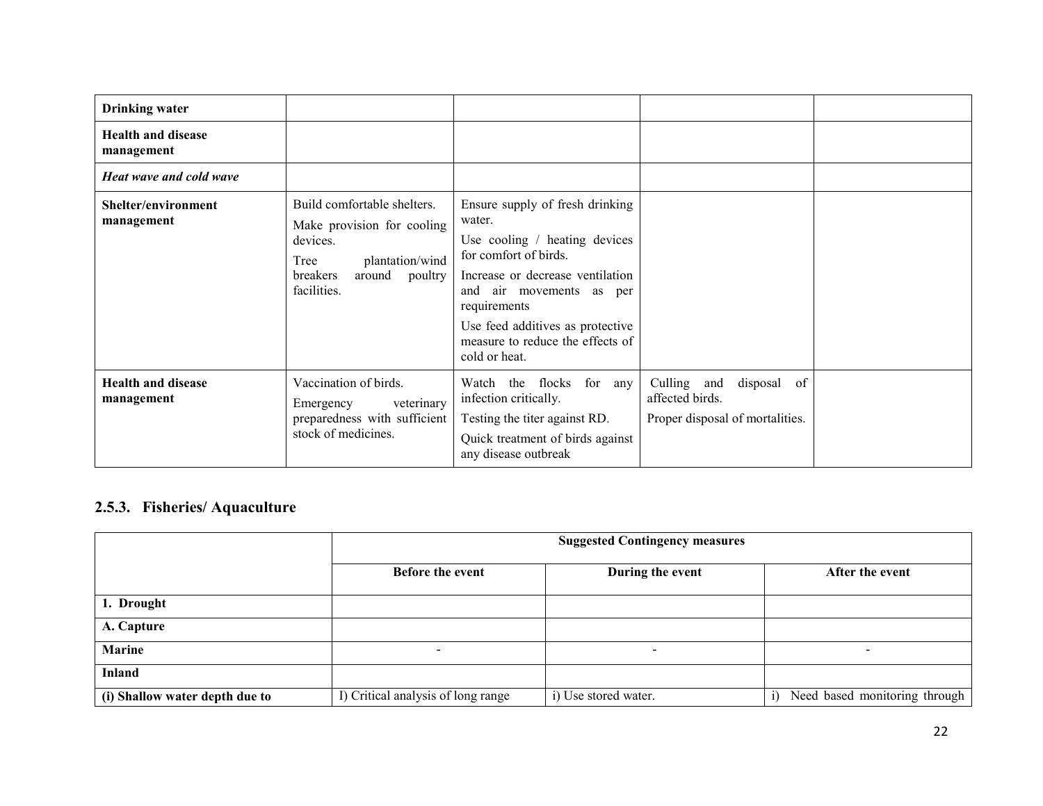| Drinking water | | | | |
|---|---|---|---|---|
| **Health and disease management** | | | | |
| ***Heat wave and cold wave*** | | | | |
| **Shelter/environment management** | Build comfortable shelters.<br>Make provision for cooling devices.<br>Tree plantation/wind breakers around poultry facilities. | Ensure supply of fresh drinking water.<br>Use cooling / heating devices for comfort of birds.<br>Increase or decrease ventilation and air movements as per requirements<br>Use feed additives as protective measure to reduce the effects of cold or heat. | | |
| **Health and disease management** | Vaccination of birds.<br>Emergency veterinary preparedness with sufficient stock of medicines. | Watch the flocks for any infection critically.<br>Testing the titer against RD.<br>Quick treatment of birds against any disease outbreak | Culling and disposal of affected birds.<br>Proper disposal of mortalities. | |

### 2.5.3. Fisheries/ Aquaculture

| | Suggested Contingency measures | | |
|---|---|---|---|
| | **Before the event** | **During the event** | **After the event** |
| **1. Drought** | | | |
| **A. Capture** | | | |
| **Marine** | - | - | - |
| **Inland** | | | |
| **(i) Shallow water depth due to** | I) Critical analysis of long range | i) Use stored water. | i) Need based monitoring through |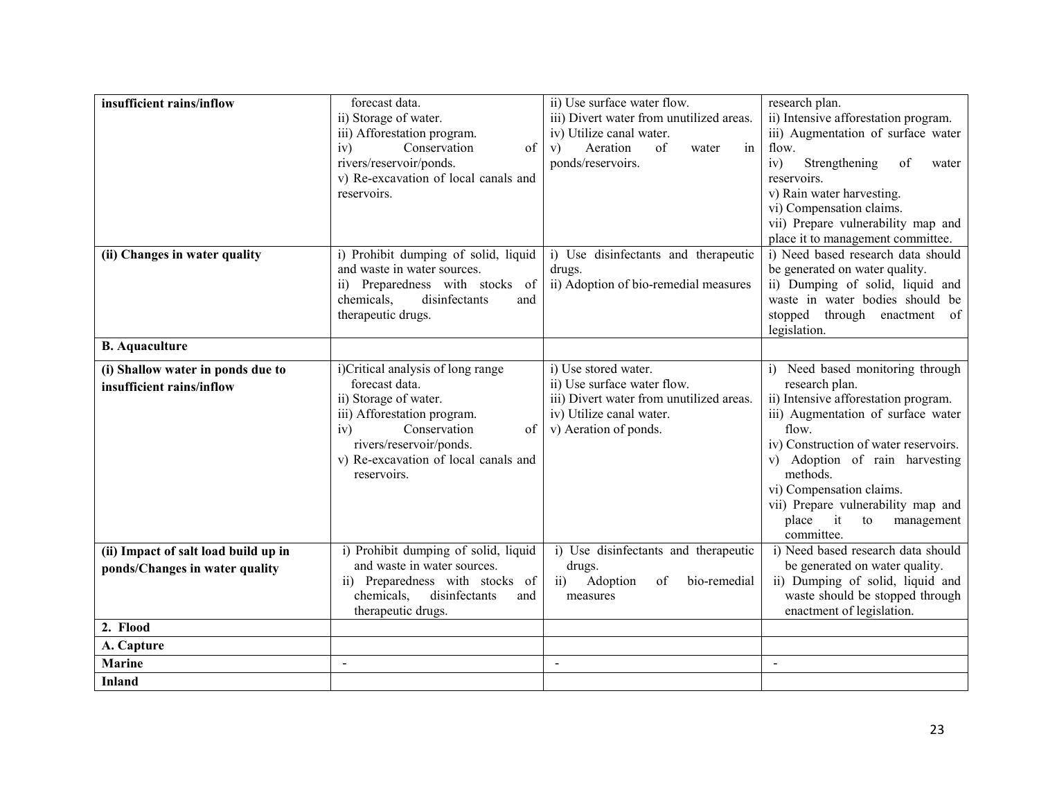| | | | |
|---|---|---|---|
| **insufficient rains/inflow** | forecast data.<br>ii) Storage of water.<br>iii) Afforestation program.<br>iv) Conservation of rivers/reservoir/ponds.<br>v) Re-excavation of local canals and reservoirs. | ii) Use surface water flow.<br>iii) Divert water from unutilized areas.<br>iv) Utilize canal water.<br>v) Aeration of water in ponds/reservoirs. | research plan.<br>ii) Intensive afforestation program.<br>iii) Augmentation of surface water flow.<br>iv) Strengthening of water reservoirs.<br>v) Rain water harvesting.<br>vi) Compensation claims.<br>vii) Prepare vulnerability map and place it to management committee. |
| **(ii) Changes in water quality** | i) Prohibit dumping of solid, liquid and waste in water sources.<br>ii) Preparedness with stocks of chemicals, disinfectants and therapeutic drugs. | i) Use disinfectants and therapeutic drugs.<br>ii) Adoption of bio-remedial measures | i) Need based research data should be generated on water quality.<br>ii) Dumping of solid, liquid and waste in water bodies should be stopped through enactment of legislation. |
| **B. Aquaculture** | | | |
| **(i) Shallow water in ponds due to insufficient rains/inflow** | i)Critical analysis of long range forecast data.<br>ii) Storage of water.<br>iii) Afforestation program.<br>iv) Conservation of rivers/reservoir/ponds.<br>v) Re-excavation of local canals and reservoirs. | i) Use stored water.<br>ii) Use surface water flow.<br>iii) Divert water from unutilized areas.<br>iv) Utilize canal water.<br>v) Aeration of ponds. | i) Need based monitoring through research plan.<br>ii) Intensive afforestation program.<br>iii) Augmentation of surface water flow.<br>iv) Construction of water reservoirs.<br>v) Adoption of rain harvesting methods.<br>vi) Compensation claims.<br>vii) Prepare vulnerability map and place it to management committee. |
| **(ii) Impact of salt load build up in ponds/Changes in water quality** | i) Prohibit dumping of solid, liquid and waste in water sources.<br>ii) Preparedness with stocks of chemicals, disinfectants and therapeutic drugs. | i) Use disinfectants and therapeutic drugs.<br>ii) Adoption of bio-remedial measures | i) Need based research data should be generated on water quality.<br>ii) Dumping of solid, liquid and waste should be stopped through enactment of legislation. |
| **2. Flood** | | | |
| **A. Capture** | | | |
| **Marine** | - | - | - |
| **Inland** | | | |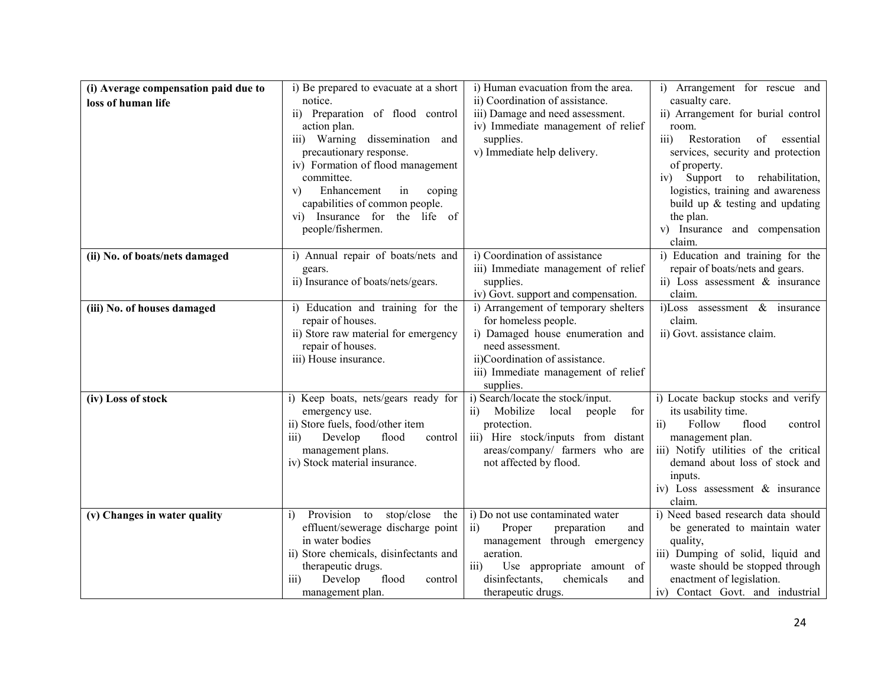| | | | |
|---|---|---|---|
| **(i) Average compensation paid due to loss of human life** | i) Be prepared to evacuate at a short notice.<br>ii) Preparation of flood control action plan.<br>iii) Warning dissemination and precautionary response.<br>iv) Formation of flood management committee.<br>v) Enhancement in coping capabilities of common people.<br>vi) Insurance for the life of people/fishermen. | i) Human evacuation from the area.<br>ii) Coordination of assistance.<br>iii) Damage and need assessment.<br>iv) Immediate management of relief supplies.<br>v) Immediate help delivery. | i) Arrangement for rescue and casualty care.<br>ii) Arrangement for burial control room.<br>iii) Restoration of essential services, security and protection of property.<br>iv) Support to rehabilitation, logistics, training and awareness build up & testing and updating the plan.<br>v) Insurance and compensation claim. |
| **(ii) No. of boats/nets damaged** | i) Annual repair of boats/nets and gears.<br>ii) Insurance of boats/nets/gears. | i) Coordination of assistance<br>iii) Immediate management of relief supplies.<br>iv) Govt. support and compensation. | i) Education and training for the repair of boats/nets and gears.<br>ii) Loss assessment & insurance claim. |
| **(iii) No. of houses damaged** | i) Education and training for the repair of houses.<br>ii) Store raw material for emergency repair of houses.<br>iii) House insurance. | i) Arrangement of temporary shelters for homeless people.<br>i) Damaged house enumeration and need assessment.<br>ii)Coordination of assistance.<br>iii) Immediate management of relief supplies. | i)Loss assessment & insurance claim.<br>ii) Govt. assistance claim. |
| **(iv) Loss of stock** | i) Keep boats, nets/gears ready for emergency use.<br>ii) Store fuels, food/other item<br>iii) Develop flood control management plans.<br>iv) Stock material insurance. | i) Search/locate the stock/input.<br>ii) Mobilize local people for protection.<br>iii) Hire stock/inputs from distant areas/company/ farmers who are not affected by flood. | i) Locate backup stocks and verify its usability time.<br>ii) Follow flood control management plan.<br>iii) Notify utilities of the critical demand about loss of stock and inputs.<br>iv) Loss assessment & insurance claim. |
| **(v) Changes in water quality** | i) Provision to stop/close the effluent/sewerage discharge point in water bodies<br>ii) Store chemicals, disinfectants and therapeutic drugs.<br>iii) Develop flood control management plan. | i) Do not use contaminated water<br>ii) Proper preparation and management through emergency aeration.<br>iii) Use appropriate amount of disinfectants, chemicals and therapeutic drugs. | i) Need based research data should be generated to maintain water quality,<br>iii) Dumping of solid, liquid and waste should be stopped through enactment of legislation.<br>iv) Contact Govt. and industrial |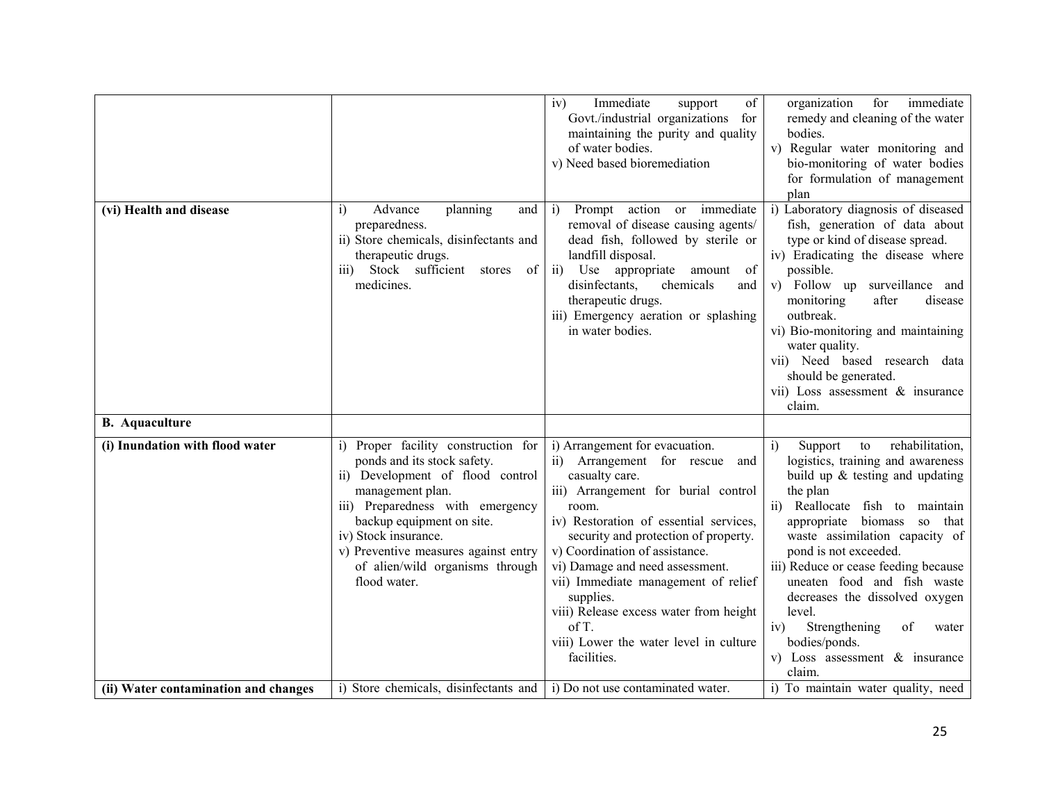| | | | |
|---|---|---|---|
| | | iv) Immediate support of Govt./industrial organizations for maintaining the purity and quality of water bodies.<br>v) Need based bioremediation | organization for immediate remedy and cleaning of the water bodies.<br>v) Regular water monitoring and bio-monitoring of water bodies for formulation of management plan |
| **(vi) Health and disease** | i) Advance planning and preparedness.<br>ii) Store chemicals, disinfectants and therapeutic drugs.<br>iii) Stock sufficient stores of medicines. | i) Prompt action or immediate removal of disease causing agents/ dead fish, followed by sterile or landfill disposal.<br>ii) Use appropriate amount of disinfectants, chemicals and therapeutic drugs.<br>iii) Emergency aeration or splashing in water bodies. | i) Laboratory diagnosis of diseased fish, generation of data about type or kind of disease spread.<br>iv) Eradicating the disease where possible.<br>v) Follow up surveillance and monitoring after disease outbreak.<br>vi) Bio-monitoring and maintaining water quality.<br>vii) Need based research data should be generated.<br>vii) Loss assessment & insurance claim. |
| **B. Aquaculture** | | | |
| **(i) Inundation with flood water** | i) Proper facility construction for ponds and its stock safety.<br>ii) Development of flood control management plan.<br>iii) Preparedness with emergency backup equipment on site.<br>iv) Stock insurance.<br>v) Preventive measures against entry of alien/wild organisms through flood water. | i) Arrangement for evacuation.<br>ii) Arrangement for rescue and casualty care.<br>iii) Arrangement for burial control room.<br>iv) Restoration of essential services, security and protection of property.<br>v) Coordination of assistance.<br>vi) Damage and need assessment.<br>vii) Immediate management of relief supplies.<br>viii) Release excess water from height of T.<br>viii) Lower the water level in culture facilities. | i) Support to rehabilitation, logistics, training and awareness build up & testing and updating the plan<br>ii) Reallocate fish to maintain appropriate biomass so that waste assimilation capacity of pond is not exceeded.<br>iii) Reduce or cease feeding because uneaten food and fish waste decreases the dissolved oxygen level.<br>iv) Strengthening of water bodies/ponds.<br>v) Loss assessment & insurance claim. |
| **(ii) Water contamination and changes** | i) Store chemicals, disinfectants and | i) Do not use contaminated water. | i) To maintain water quality, need |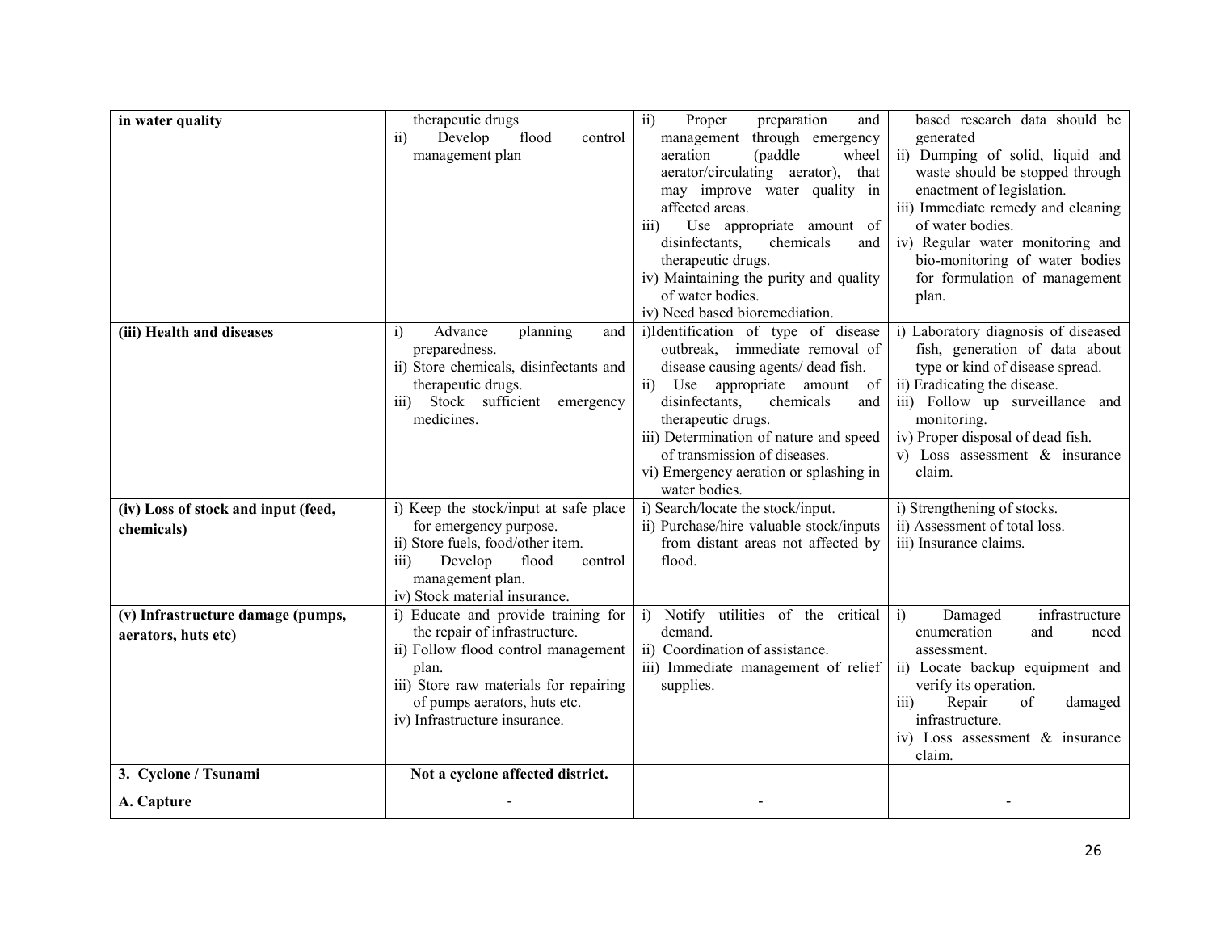| in water quality | therapeutic drugs<br>ii) Develop flood control management plan | ii) Proper preparation and management through emergency aeration (paddle wheel aerator/circulating aerator), that may improve water quality in affected areas.<br>iii) Use appropriate amount of disinfectants, chemicals and therapeutic drugs.<br>iv) Maintaining the purity and quality of water bodies.<br>iv) Need based bioremediation. | based research data should be generated<br>ii) Dumping of solid, liquid and waste should be stopped through enactment of legislation.<br>iii) Immediate remedy and cleaning of water bodies.<br>iv) Regular water monitoring and bio-monitoring of water bodies for formulation of management plan. |
|---|---|---|---|
| **(iii) Health and diseases** | i) Advance planning and preparedness.<br>ii) Store chemicals, disinfectants and therapeutic drugs.<br>iii) Stock sufficient emergency medicines. | i)Identification of type of disease outbreak, immediate removal of disease causing agents/ dead fish.<br>ii) Use appropriate amount of disinfectants, chemicals and therapeutic drugs.<br>iii) Determination of nature and speed of transmission of diseases.<br>vi) Emergency aeration or splashing in water bodies. | i) Laboratory diagnosis of diseased fish, generation of data about type or kind of disease spread.<br>ii) Eradicating the disease.<br>iii) Follow up surveillance and monitoring.<br>iv) Proper disposal of dead fish.<br>v) Loss assessment & insurance claim. |
| **(iv) Loss of stock and input (feed, chemicals)** | i) Keep the stock/input at safe place for emergency purpose.<br>ii) Store fuels, food/other item.<br>iii) Develop flood control management plan.<br>iv) Stock material insurance. | i) Search/locate the stock/input.<br>ii) Purchase/hire valuable stock/inputs from distant areas not affected by flood. | i) Strengthening of stocks.<br>ii) Assessment of total loss.<br>iii) Insurance claims. |
| **(v) Infrastructure damage (pumps, aerators, huts etc)** | i) Educate and provide training for the repair of infrastructure.<br>ii) Follow flood control management plan.<br>iii) Store raw materials for repairing of pumps aerators, huts etc.<br>iv) Infrastructure insurance. | i) Notify utilities of the critical demand.<br>ii) Coordination of assistance.<br>iii) Immediate management of relief supplies. | i) Damaged infrastructure enumeration and need assessment.<br>ii) Locate backup equipment and verify its operation.<br>iii) Repair of damaged infrastructure.<br>iv) Loss assessment & insurance claim. |
| **3. Cyclone / Tsunami** | **Not a cyclone affected district.** | | |
| **A. Capture** | - | - | - |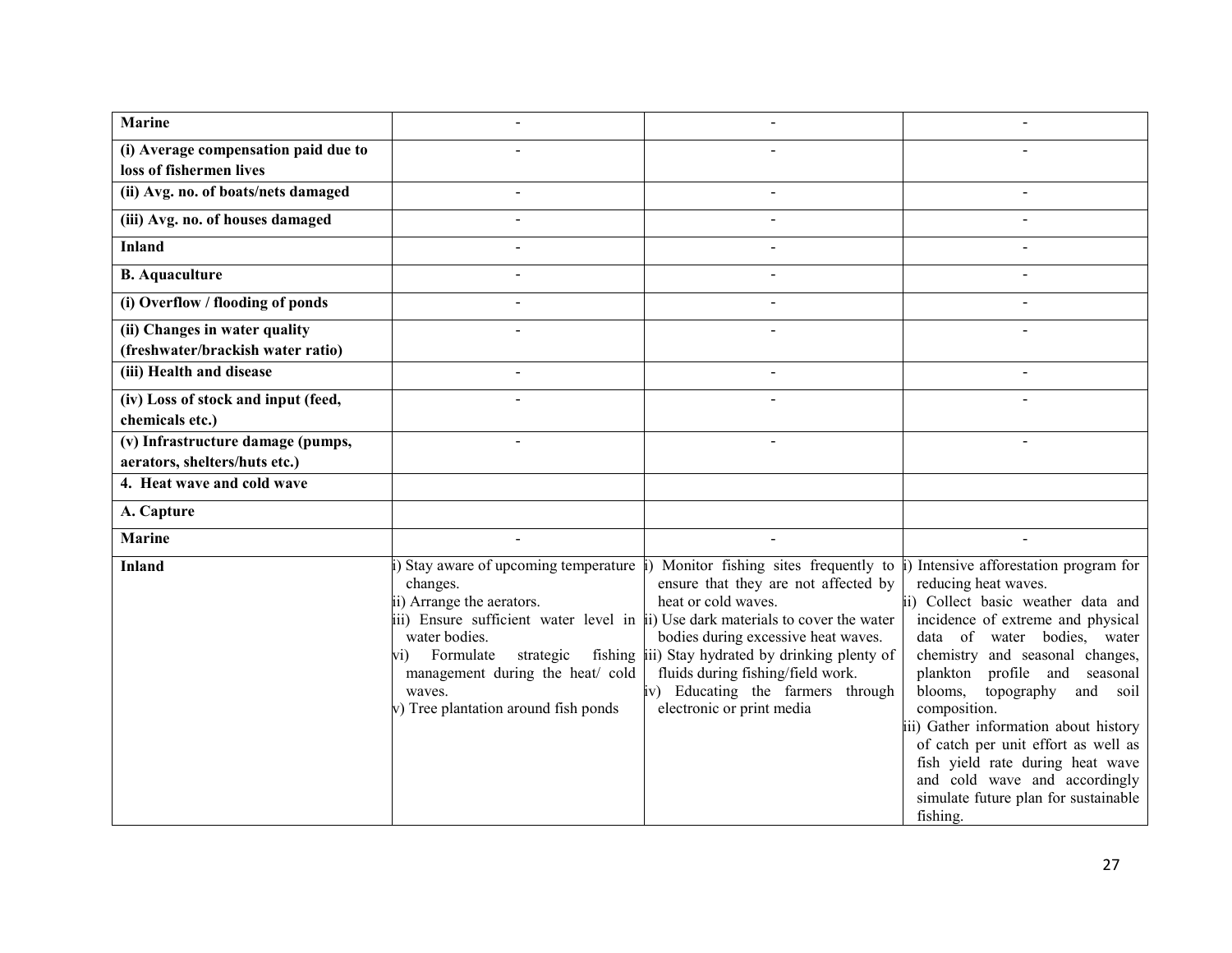| | | | |
|---|---|---|---|
| **Marine** | - | - | - |
| **(i) Average compensation paid due to loss of fishermen lives** | - | - | - |
| **(ii) Avg. no. of boats/nets damaged** | - | - | - |
| **(iii) Avg. no. of houses damaged** | - | - | - |
| **Inland** | - | - | - |
| **B. Aquaculture** | - | - | - |
| **(i) Overflow / flooding of ponds** | - | - | - |
| **(ii) Changes in water quality (freshwater/brackish water ratio)** | - | - | - |
| **(iii) Health and disease** | - | - | - |
| **(iv) Loss of stock and input (feed, chemicals etc.)** | - | - | - |
| **(v) Infrastructure damage (pumps, aerators, shelters/huts etc.)** | - | - | - |
| **4. Heat wave and cold wave** | | | |
| **A. Capture** | | | |
| **Marine** | - | - | - |
| **Inland** | i) Stay aware of upcoming temperature changes.<br>ii) Arrange the aerators.<br>iii) Ensure sufficient water level in water bodies.<br>vi) Formulate strategic fishing management during the heat/ cold waves.<br>v) Tree plantation around fish ponds | i) Monitor fishing sites frequently to ensure that they are not affected by heat or cold waves.<br>ii) Use dark materials to cover the water bodies during excessive heat waves.<br>iii) Stay hydrated by drinking plenty of fluids during fishing/field work.<br>iv) Educating the farmers through electronic or print media | i) Intensive afforestation program for reducing heat waves.<br>ii) Collect basic weather data and incidence of extreme and physical data of water bodies, water chemistry and seasonal changes, plankton profile and seasonal blooms, topography and soil composition.<br>iii) Gather information about history of catch per unit effort as well as fish yield rate during heat wave and cold wave and accordingly simulate future plan for sustainable fishing. |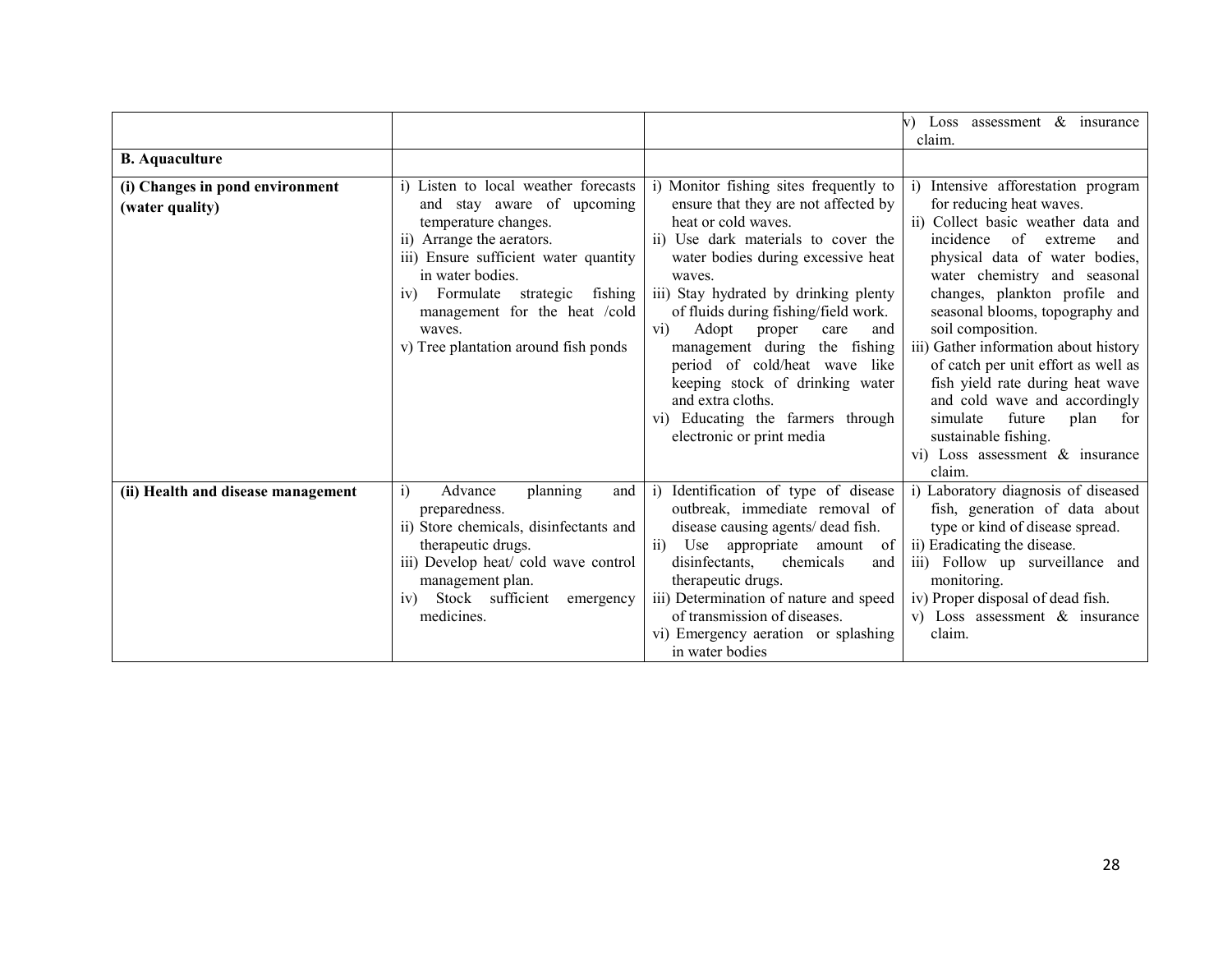| | | | |
|---|---|---|---|
| | | | v) Loss assessment & insurance claim. |
| **B. Aquaculture** | | | |
| **(i) Changes in pond environment (water quality)** | i) Listen to local weather forecasts and stay aware of upcoming temperature changes.<br>ii) Arrange the aerators.<br>iii) Ensure sufficient water quantity in water bodies.<br>iv) Formulate strategic fishing management for the heat /cold waves.<br>v) Tree plantation around fish ponds | i) Monitor fishing sites frequently to ensure that they are not affected by heat or cold waves.<br>ii) Use dark materials to cover the water bodies during excessive heat waves.<br>iii) Stay hydrated by drinking plenty of fluids during fishing/field work.<br>vi) Adopt proper care and management during the fishing period of cold/heat wave like keeping stock of drinking water and extra cloths.<br>vi) Educating the farmers through electronic or print media | i) Intensive afforestation program for reducing heat waves.<br>ii) Collect basic weather data and incidence of extreme and physical data of water bodies, water chemistry and seasonal changes, plankton profile and seasonal blooms, topography and soil composition.<br>iii) Gather information about history of catch per unit effort as well as fish yield rate during heat wave and cold wave and accordingly simulate future plan for sustainable fishing.<br>vi) Loss assessment & insurance claim. |
| **(ii) Health and disease management** | i) Advance planning and preparedness.<br>ii) Store chemicals, disinfectants and therapeutic drugs.<br>iii) Develop heat/ cold wave control management plan.<br>iv) Stock sufficient emergency medicines. | i) Identification of type of disease outbreak, immediate removal of disease causing agents/ dead fish.<br>ii) Use appropriate amount of disinfectants, chemicals and therapeutic drugs.<br>iii) Determination of nature and speed of transmission of diseases.<br>vi) Emergency aeration or splashing in water bodies | i) Laboratory diagnosis of diseased fish, generation of data about type or kind of disease spread.<br>ii) Eradicating the disease.<br>iii) Follow up surveillance and monitoring.<br>iv) Proper disposal of dead fish.<br>v) Loss assessment & insurance claim. |